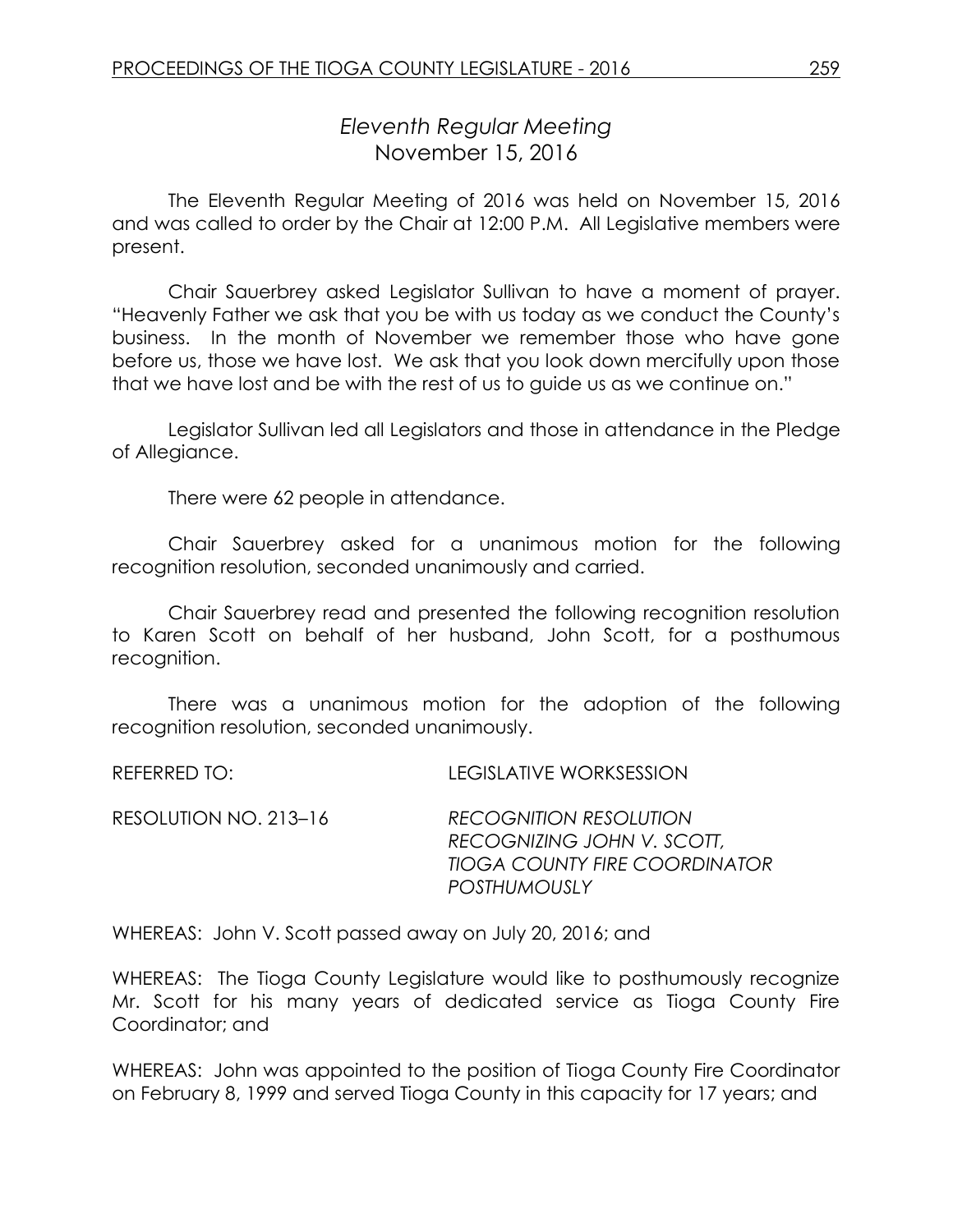# *Eleventh Regular Meeting*
## November 15, 2016

The Eleventh Regular Meeting of 2016 was held on November 15, 2016 and was called to order by the Chair at 12:00 P.M. All Legislative members were present.

Chair Sauerbrey asked Legislator Sullivan to have a moment of prayer. "Heavenly Father we ask that you be with us today as we conduct the County's business. In the month of November we remember those who have gone before us, those we have lost. We ask that you look down mercifully upon those that we have lost and be with the rest of us to guide us as we continue on."

Legislator Sullivan led all Legislators and those in attendance in the Pledge of Allegiance.

There were 62 people in attendance.

Chair Sauerbrey asked for a unanimous motion for the following recognition resolution, seconded unanimously and carried.

Chair Sauerbrey read and presented the following recognition resolution to Karen Scott on behalf of her husband, John Scott, for a posthumous recognition.

There was a unanimous motion for the adoption of the following recognition resolution, seconded unanimously.

REFERRED TO: LEGISLATIVE WORKSESSION

RESOLUTION NO. 213–16 *RECOGNITION RESOLUTION RECOGNIZING JOHN V. SCOTT, TIOGA COUNTY FIRE COORDINATOR POSTHUMOUSLY*

WHEREAS: John V. Scott passed away on July 20, 2016; and

WHEREAS: The Tioga County Legislature would like to posthumously recognize Mr. Scott for his many years of dedicated service as Tioga County Fire Coordinator; and

WHEREAS: John was appointed to the position of Tioga County Fire Coordinator on February 8, 1999 and served Tioga County in this capacity for 17 years; and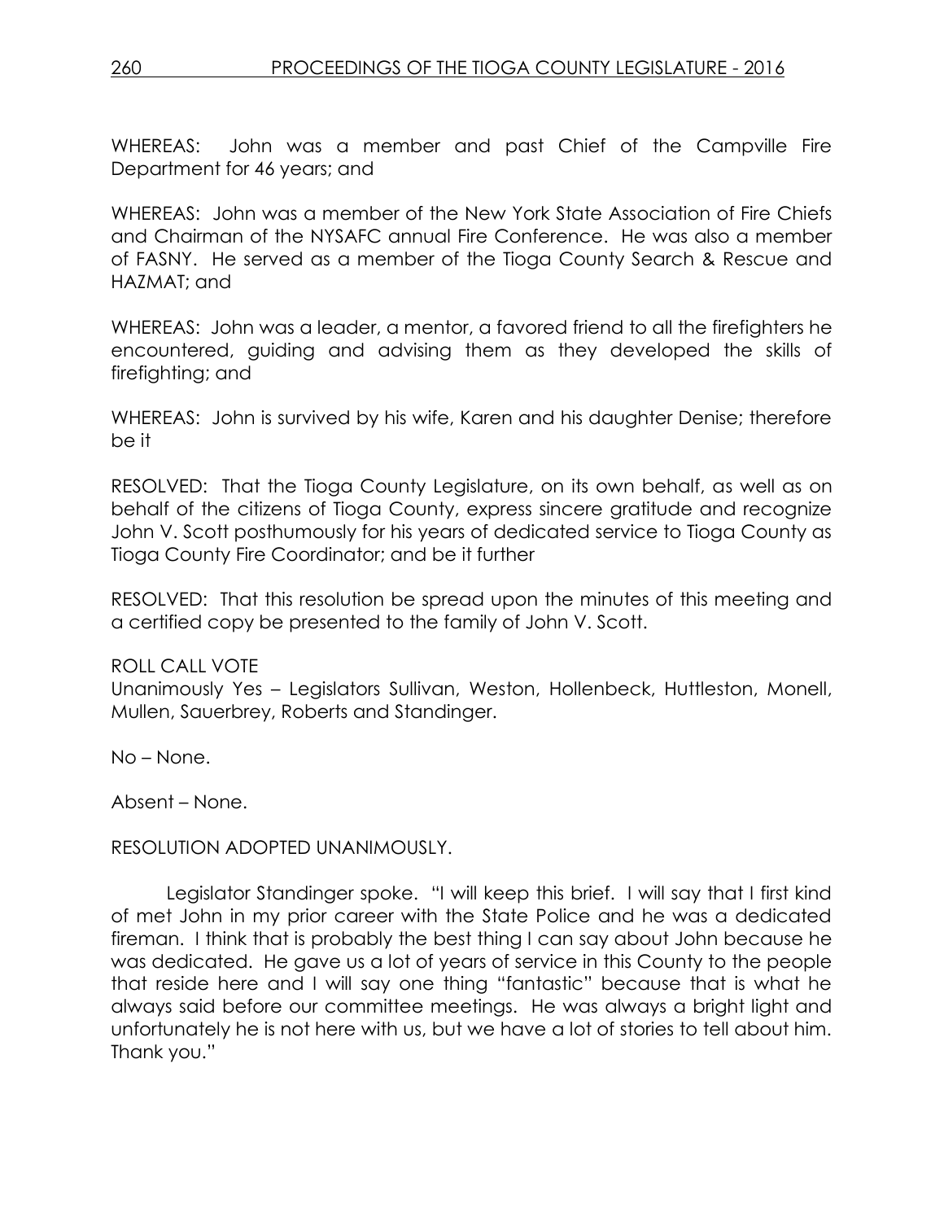WHEREAS: John was a member and past Chief of the Campville Fire Department for 46 years; and

WHEREAS: John was a member of the New York State Association of Fire Chiefs and Chairman of the NYSAFC annual Fire Conference. He was also a member of FASNY. He served as a member of the Tioga County Search & Rescue and HAZMAT; and

WHEREAS: John was a leader, a mentor, a favored friend to all the firefighters he encountered, guiding and advising them as they developed the skills of firefighting; and

WHEREAS: John is survived by his wife, Karen and his daughter Denise; therefore be it

RESOLVED: That the Tioga County Legislature, on its own behalf, as well as on behalf of the citizens of Tioga County, express sincere gratitude and recognize John V. Scott posthumously for his years of dedicated service to Tioga County as Tioga County Fire Coordinator; and be it further

RESOLVED: That this resolution be spread upon the minutes of this meeting and a certified copy be presented to the family of John V. Scott.

ROLL CALL VOTE
Unanimously Yes – Legislators Sullivan, Weston, Hollenbeck, Huttleston, Monell, Mullen, Sauerbrey, Roberts and Standinger.

No – None.

Absent – None.

RESOLUTION ADOPTED UNANIMOUSLY.

Legislator Standinger spoke. "I will keep this brief. I will say that I first kind of met John in my prior career with the State Police and he was a dedicated fireman. I think that is probably the best thing I can say about John because he was dedicated. He gave us a lot of years of service in this County to the people that reside here and I will say one thing "fantastic" because that is what he always said before our committee meetings. He was always a bright light and unfortunately he is not here with us, but we have a lot of stories to tell about him. Thank you."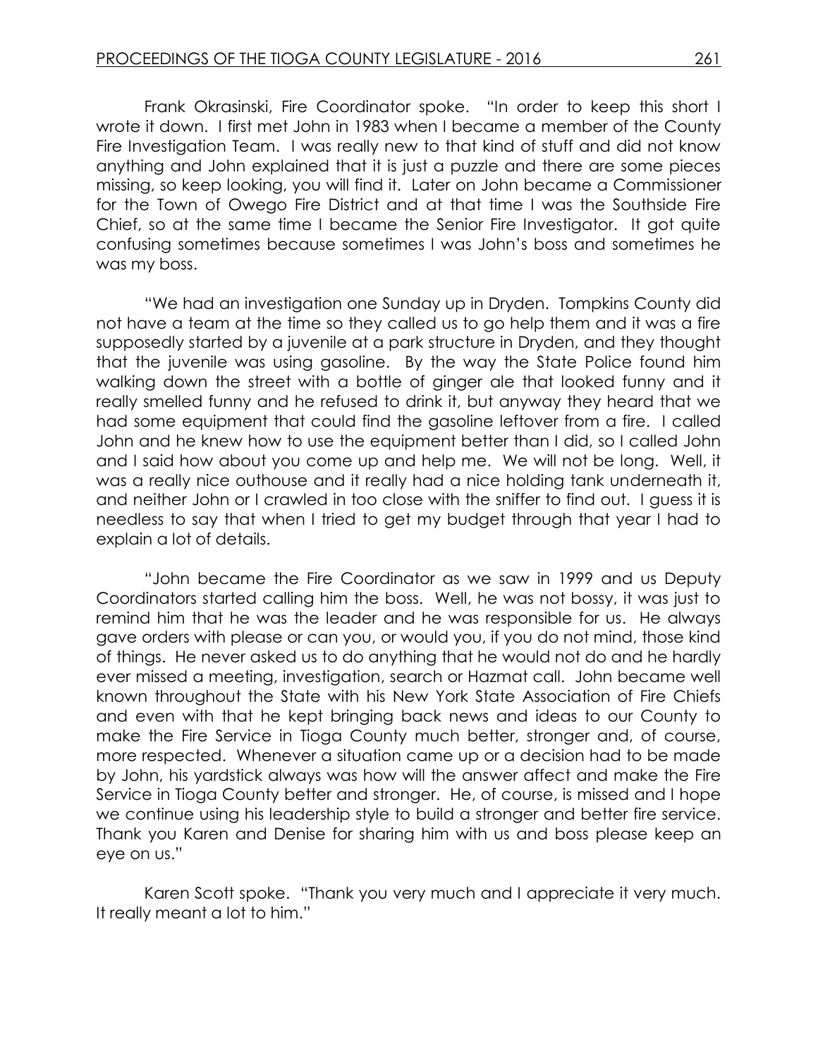Frank Okrasinski, Fire Coordinator spoke. "In order to keep this short I wrote it down. I first met John in 1983 when I became a member of the County Fire Investigation Team. I was really new to that kind of stuff and did not know anything and John explained that it is just a puzzle and there are some pieces missing, so keep looking, you will find it. Later on John became a Commissioner for the Town of Owego Fire District and at that time I was the Southside Fire Chief, so at the same time I became the Senior Fire Investigator. It got quite confusing sometimes because sometimes I was John's boss and sometimes he was my boss.

"We had an investigation one Sunday up in Dryden. Tompkins County did not have a team at the time so they called us to go help them and it was a fire supposedly started by a juvenile at a park structure in Dryden, and they thought that the juvenile was using gasoline. By the way the State Police found him walking down the street with a bottle of ginger ale that looked funny and it really smelled funny and he refused to drink it, but anyway they heard that we had some equipment that could find the gasoline leftover from a fire. I called John and he knew how to use the equipment better than I did, so I called John and I said how about you come up and help me. We will not be long. Well, it was a really nice outhouse and it really had a nice holding tank underneath it, and neither John or I crawled in too close with the sniffer to find out. I guess it is needless to say that when I tried to get my budget through that year I had to explain a lot of details.

"John became the Fire Coordinator as we saw in 1999 and us Deputy Coordinators started calling him the boss. Well, he was not bossy, it was just to remind him that he was the leader and he was responsible for us. He always gave orders with please or can you, or would you, if you do not mind, those kind of things. He never asked us to do anything that he would not do and he hardly ever missed a meeting, investigation, search or Hazmat call. John became well known throughout the State with his New York State Association of Fire Chiefs and even with that he kept bringing back news and ideas to our County to make the Fire Service in Tioga County much better, stronger and, of course, more respected. Whenever a situation came up or a decision had to be made by John, his yardstick always was how will the answer affect and make the Fire Service in Tioga County better and stronger. He, of course, is missed and I hope we continue using his leadership style to build a stronger and better fire service. Thank you Karen and Denise for sharing him with us and boss please keep an eye on us."

Karen Scott spoke. "Thank you very much and I appreciate it very much. It really meant a lot to him."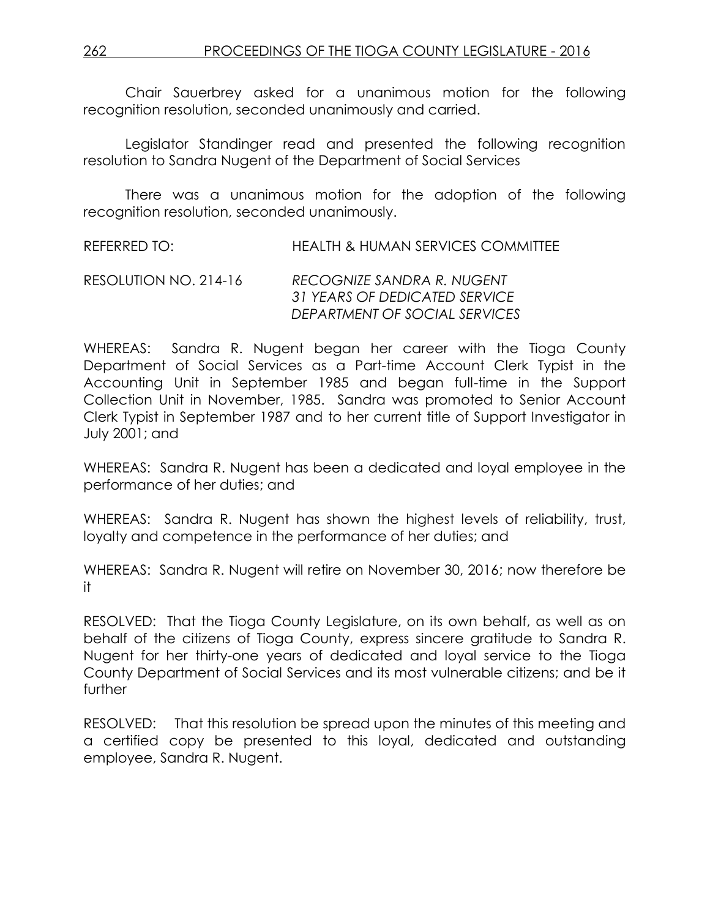Chair Sauerbrey asked for a unanimous motion for the following recognition resolution, seconded unanimously and carried.

Legislator Standinger read and presented the following recognition resolution to Sandra Nugent of the Department of Social Services

There was a unanimous motion for the adoption of the following recognition resolution, seconded unanimously.

REFERRED TO: HEALTH & HUMAN SERVICES COMMITTEE

RESOLUTION NO. 214-16 *RECOGNIZE SANDRA R. NUGENT*
*31 YEARS OF DEDICATED SERVICE*
*DEPARTMENT OF SOCIAL SERVICES*

WHEREAS: Sandra R. Nugent began her career with the Tioga County Department of Social Services as a Part-time Account Clerk Typist in the Accounting Unit in September 1985 and began full-time in the Support Collection Unit in November, 1985. Sandra was promoted to Senior Account Clerk Typist in September 1987 and to her current title of Support Investigator in July 2001; and

WHEREAS: Sandra R. Nugent has been a dedicated and loyal employee in the performance of her duties; and

WHEREAS: Sandra R. Nugent has shown the highest levels of reliability, trust, loyalty and competence in the performance of her duties; and

WHEREAS: Sandra R. Nugent will retire on November 30, 2016; now therefore be it

RESOLVED: That the Tioga County Legislature, on its own behalf, as well as on behalf of the citizens of Tioga County, express sincere gratitude to Sandra R. Nugent for her thirty-one years of dedicated and loyal service to the Tioga County Department of Social Services and its most vulnerable citizens; and be it further

RESOLVED: That this resolution be spread upon the minutes of this meeting and a certified copy be presented to this loyal, dedicated and outstanding employee, Sandra R. Nugent.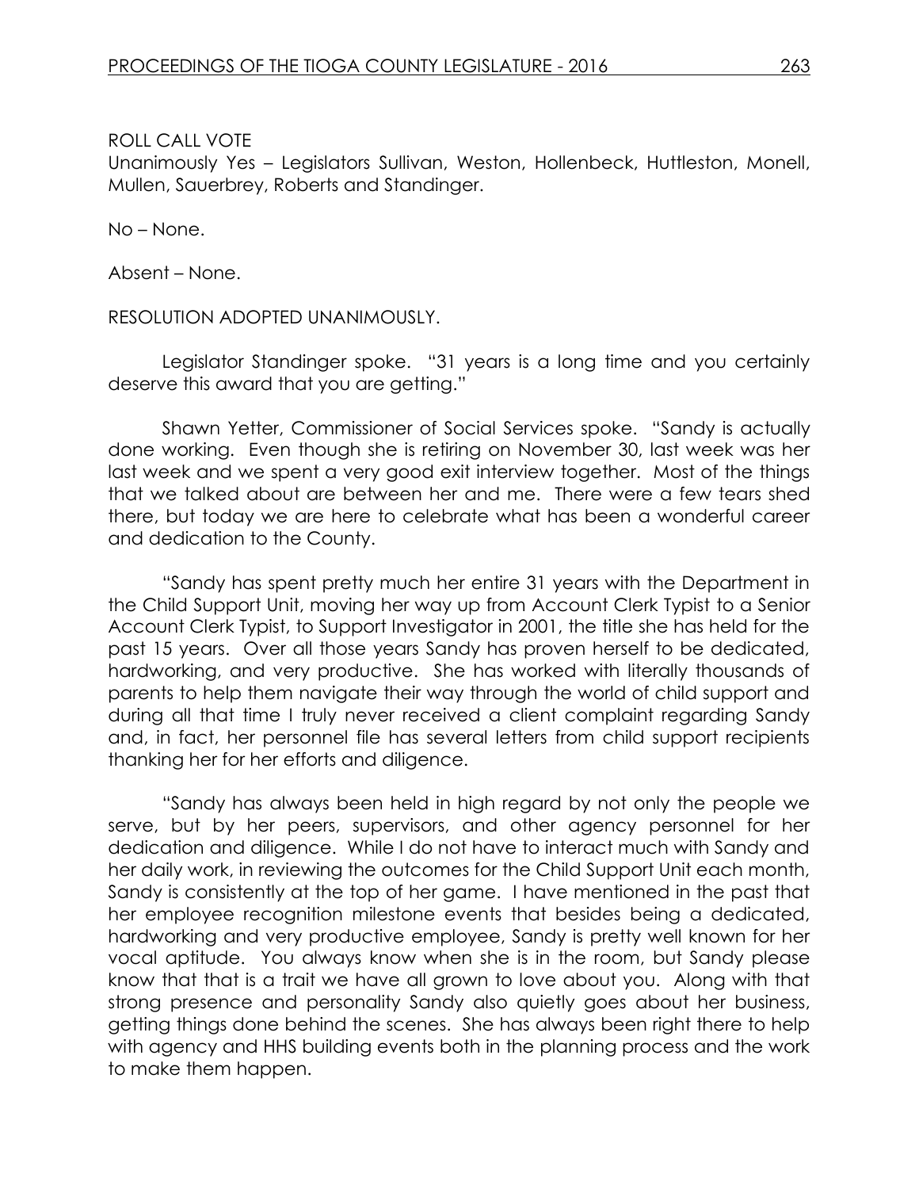ROLL CALL VOTE
Unanimously Yes – Legislators Sullivan, Weston, Hollenbeck, Huttleston, Monell, Mullen, Sauerbrey, Roberts and Standinger.

No – None.

Absent – None.

RESOLUTION ADOPTED UNANIMOUSLY.

Legislator Standinger spoke. "31 years is a long time and you certainly deserve this award that you are getting."

Shawn Yetter, Commissioner of Social Services spoke. "Sandy is actually done working. Even though she is retiring on November 30, last week was her last week and we spent a very good exit interview together. Most of the things that we talked about are between her and me. There were a few tears shed there, but today we are here to celebrate what has been a wonderful career and dedication to the County.

"Sandy has spent pretty much her entire 31 years with the Department in the Child Support Unit, moving her way up from Account Clerk Typist to a Senior Account Clerk Typist, to Support Investigator in 2001, the title she has held for the past 15 years. Over all those years Sandy has proven herself to be dedicated, hardworking, and very productive. She has worked with literally thousands of parents to help them navigate their way through the world of child support and during all that time I truly never received a client complaint regarding Sandy and, in fact, her personnel file has several letters from child support recipients thanking her for her efforts and diligence.

"Sandy has always been held in high regard by not only the people we serve, but by her peers, supervisors, and other agency personnel for her dedication and diligence. While I do not have to interact much with Sandy and her daily work, in reviewing the outcomes for the Child Support Unit each month, Sandy is consistently at the top of her game. I have mentioned in the past that her employee recognition milestone events that besides being a dedicated, hardworking and very productive employee, Sandy is pretty well known for her vocal aptitude. You always know when she is in the room, but Sandy please know that that is a trait we have all grown to love about you. Along with that strong presence and personality Sandy also quietly goes about her business, getting things done behind the scenes. She has always been right there to help with agency and HHS building events both in the planning process and the work to make them happen.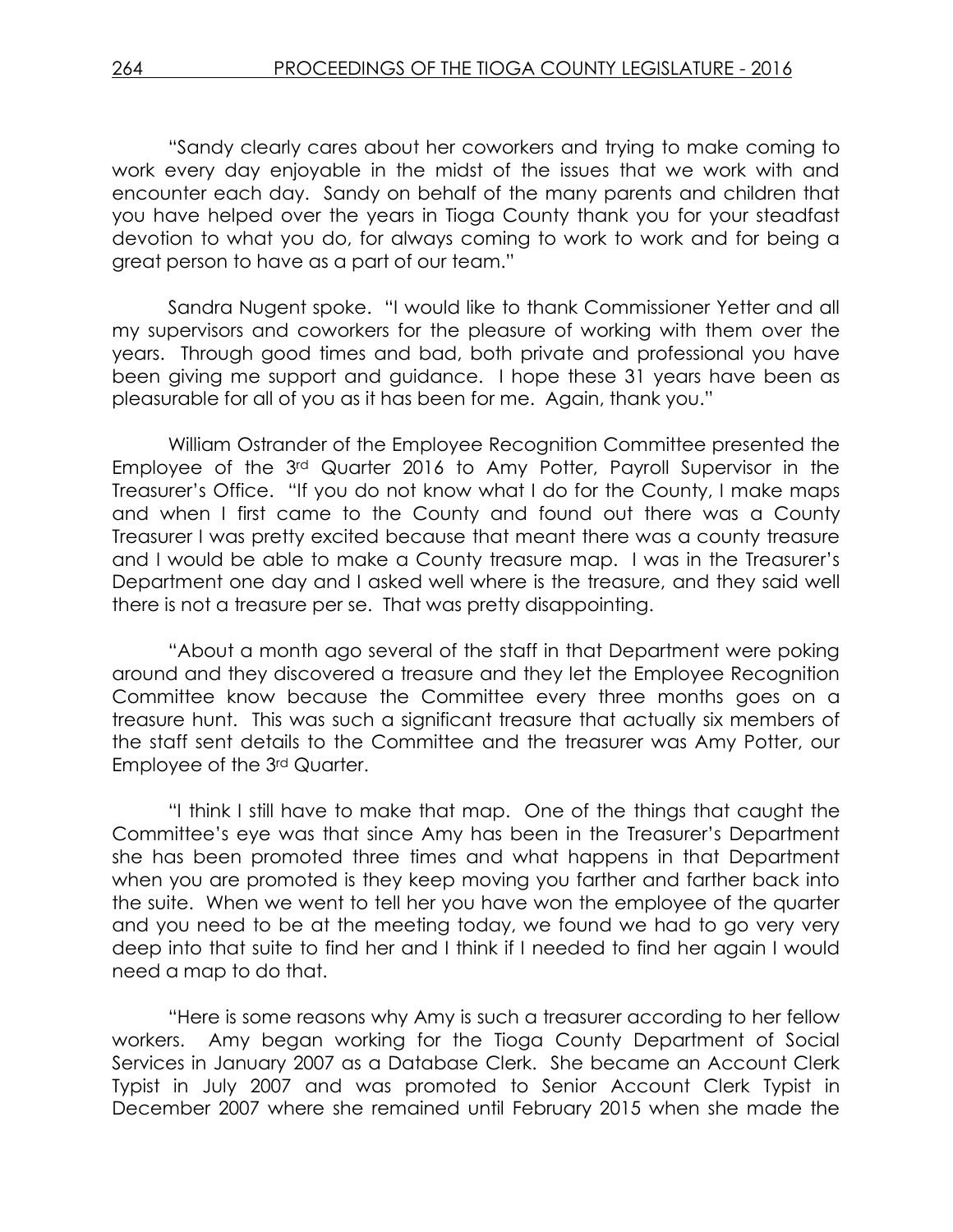"Sandy clearly cares about her coworkers and trying to make coming to work every day enjoyable in the midst of the issues that we work with and encounter each day. Sandy on behalf of the many parents and children that you have helped over the years in Tioga County thank you for your steadfast devotion to what you do, for always coming to work to work and for being a great person to have as a part of our team."

Sandra Nugent spoke. "I would like to thank Commissioner Yetter and all my supervisors and coworkers for the pleasure of working with them over the years. Through good times and bad, both private and professional you have been giving me support and guidance. I hope these 31 years have been as pleasurable for all of you as it has been for me. Again, thank you."

William Ostrander of the Employee Recognition Committee presented the Employee of the 3rd Quarter 2016 to Amy Potter, Payroll Supervisor in the Treasurer's Office. "If you do not know what I do for the County, I make maps and when I first came to the County and found out there was a County Treasurer I was pretty excited because that meant there was a county treasure and I would be able to make a County treasure map. I was in the Treasurer's Department one day and I asked well where is the treasure, and they said well there is not a treasure per se. That was pretty disappointing.

"About a month ago several of the staff in that Department were poking around and they discovered a treasure and they let the Employee Recognition Committee know because the Committee every three months goes on a treasure hunt. This was such a significant treasure that actually six members of the staff sent details to the Committee and the treasurer was Amy Potter, our Employee of the 3rd Quarter.

"I think I still have to make that map. One of the things that caught the Committee's eye was that since Amy has been in the Treasurer's Department she has been promoted three times and what happens in that Department when you are promoted is they keep moving you farther and farther back into the suite. When we went to tell her you have won the employee of the quarter and you need to be at the meeting today, we found we had to go very very deep into that suite to find her and I think if I needed to find her again I would need a map to do that.

"Here is some reasons why Amy is such a treasurer according to her fellow workers. Amy began working for the Tioga County Department of Social Services in January 2007 as a Database Clerk. She became an Account Clerk Typist in July 2007 and was promoted to Senior Account Clerk Typist in December 2007 where she remained until February 2015 when she made the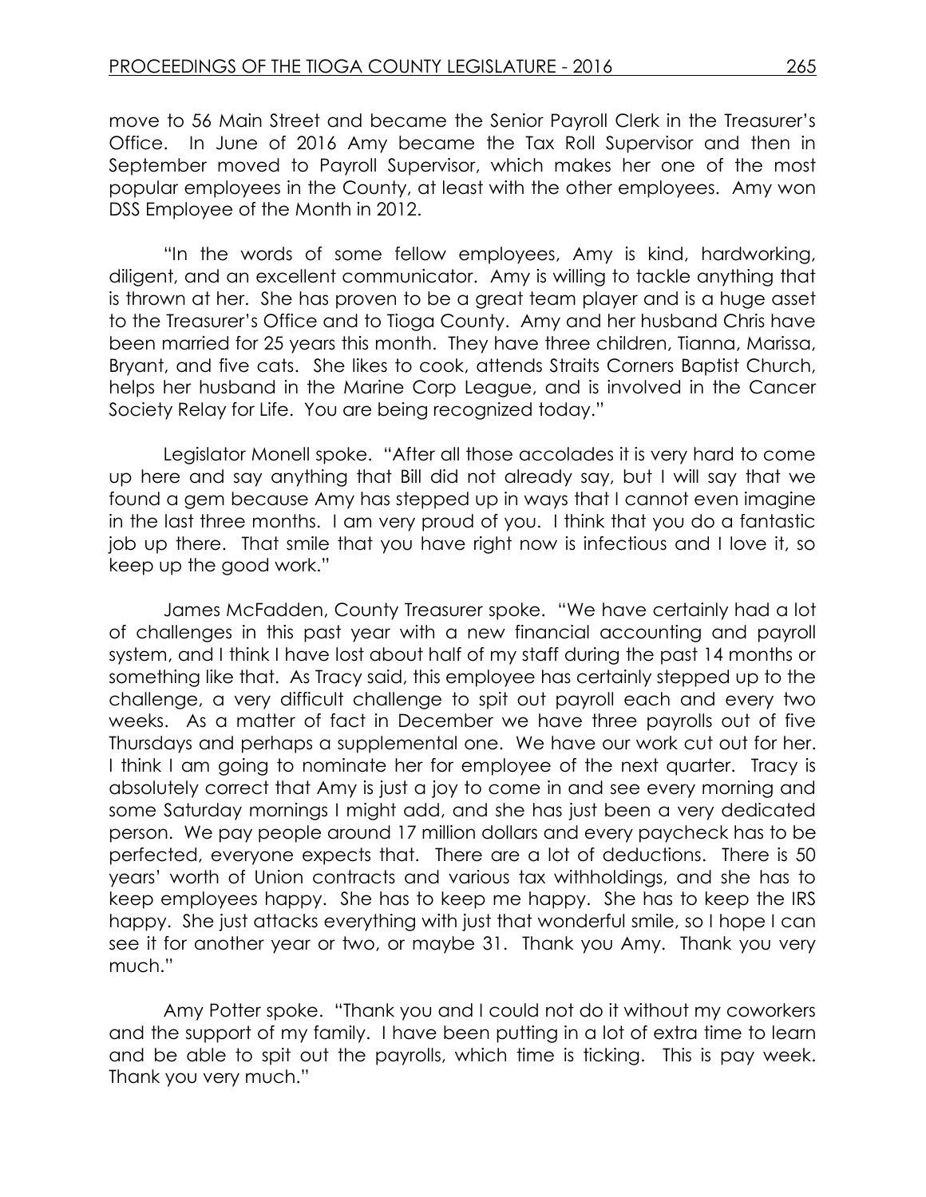move to 56 Main Street and became the Senior Payroll Clerk in the Treasurer's Office. In June of 2016 Amy became the Tax Roll Supervisor and then in September moved to Payroll Supervisor, which makes her one of the most popular employees in the County, at least with the other employees. Amy won DSS Employee of the Month in 2012.

"In the words of some fellow employees, Amy is kind, hardworking, diligent, and an excellent communicator. Amy is willing to tackle anything that is thrown at her. She has proven to be a great team player and is a huge asset to the Treasurer's Office and to Tioga County. Amy and her husband Chris have been married for 25 years this month. They have three children, Tianna, Marissa, Bryant, and five cats. She likes to cook, attends Straits Corners Baptist Church, helps her husband in the Marine Corp League, and is involved in the Cancer Society Relay for Life. You are being recognized today."

Legislator Monell spoke. "After all those accolades it is very hard to come up here and say anything that Bill did not already say, but I will say that we found a gem because Amy has stepped up in ways that I cannot even imagine in the last three months. I am very proud of you. I think that you do a fantastic job up there. That smile that you have right now is infectious and I love it, so keep up the good work."

James McFadden, County Treasurer spoke. "We have certainly had a lot of challenges in this past year with a new financial accounting and payroll system, and I think I have lost about half of my staff during the past 14 months or something like that. As Tracy said, this employee has certainly stepped up to the challenge, a very difficult challenge to spit out payroll each and every two weeks. As a matter of fact in December we have three payrolls out of five Thursdays and perhaps a supplemental one. We have our work cut out for her. I think I am going to nominate her for employee of the next quarter. Tracy is absolutely correct that Amy is just a joy to come in and see every morning and some Saturday mornings I might add, and she has just been a very dedicated person. We pay people around 17 million dollars and every paycheck has to be perfected, everyone expects that. There are a lot of deductions. There is 50 years' worth of Union contracts and various tax withholdings, and she has to keep employees happy. She has to keep me happy. She has to keep the IRS happy. She just attacks everything with just that wonderful smile, so I hope I can see it for another year or two, or maybe 31. Thank you Amy. Thank you very much."

Amy Potter spoke. "Thank you and I could not do it without my coworkers and the support of my family. I have been putting in a lot of extra time to learn and be able to spit out the payrolls, which time is ticking. This is pay week. Thank you very much."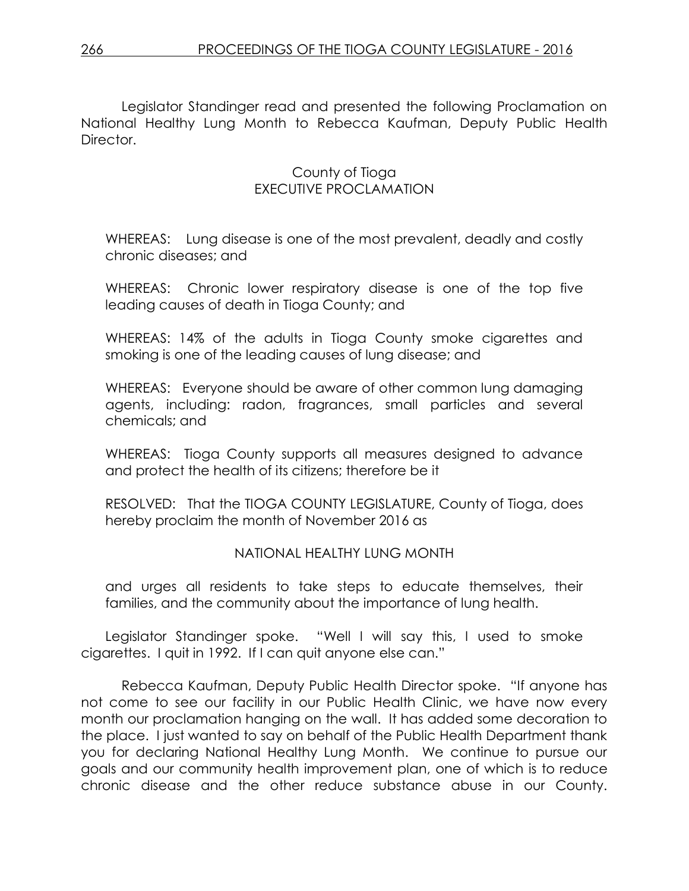Legislator Standinger read and presented the following Proclamation on National Healthy Lung Month to Rebecca Kaufman, Deputy Public Health Director.

County of Tioga
EXECUTIVE PROCLAMATION

WHEREAS: Lung disease is one of the most prevalent, deadly and costly chronic diseases; and

WHEREAS: Chronic lower respiratory disease is one of the top five leading causes of death in Tioga County; and

WHEREAS: 14% of the adults in Tioga County smoke cigarettes and smoking is one of the leading causes of lung disease; and

WHEREAS: Everyone should be aware of other common lung damaging agents, including: radon, fragrances, small particles and several chemicals; and

WHEREAS: Tioga County supports all measures designed to advance and protect the health of its citizens; therefore be it

RESOLVED: That the TIOGA COUNTY LEGISLATURE, County of Tioga, does hereby proclaim the month of November 2016 as

NATIONAL HEALTHY LUNG MONTH

and urges all residents to take steps to educate themselves, their families, and the community about the importance of lung health.

Legislator Standinger spoke. "Well I will say this, I used to smoke cigarettes. I quit in 1992. If I can quit anyone else can."

Rebecca Kaufman, Deputy Public Health Director spoke. "If anyone has not come to see our facility in our Public Health Clinic, we have now every month our proclamation hanging on the wall. It has added some decoration to the place. I just wanted to say on behalf of the Public Health Department thank you for declaring National Healthy Lung Month. We continue to pursue our goals and our community health improvement plan, one of which is to reduce chronic disease and the other reduce substance abuse in our County.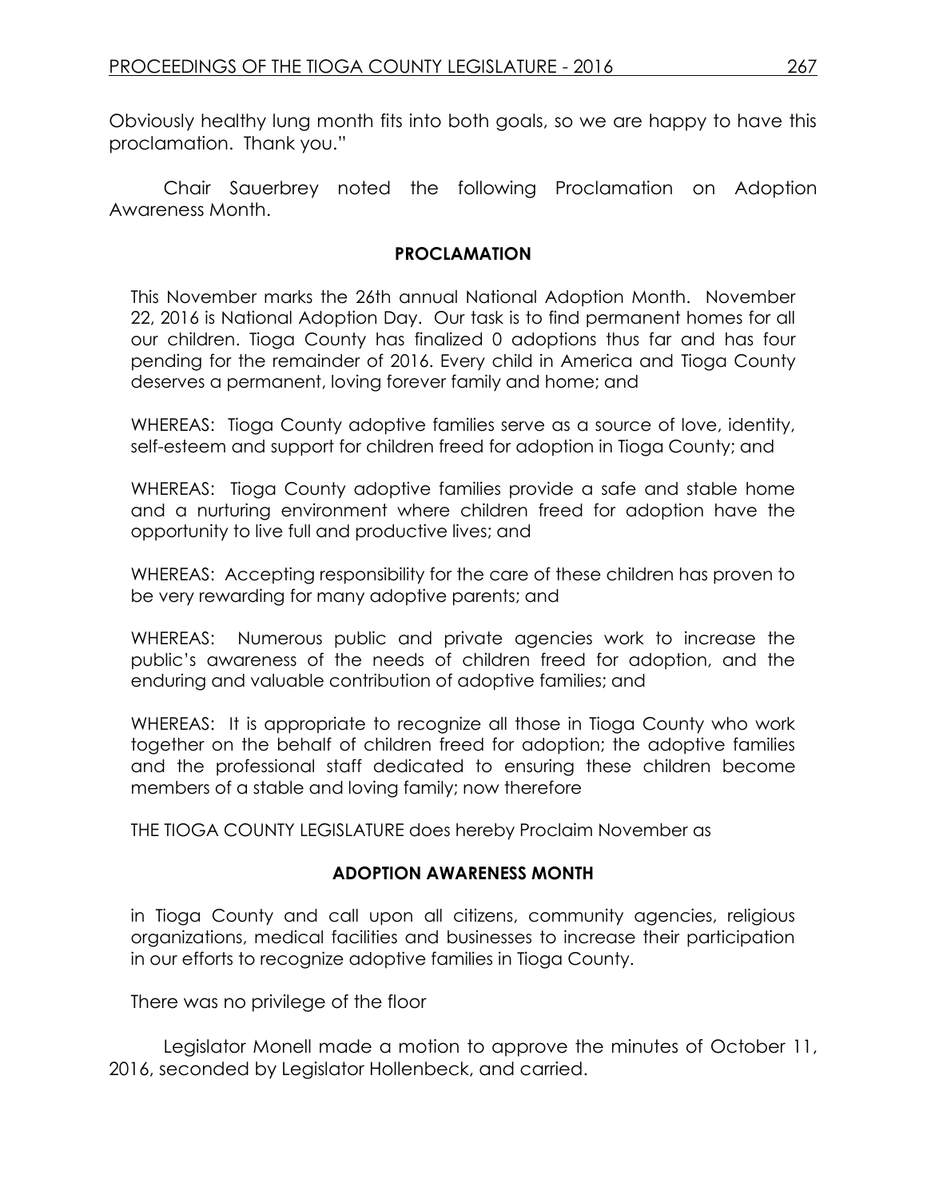Obviously healthy lung month fits into both goals, so we are happy to have this proclamation. Thank you."

Chair Sauerbrey noted the following Proclamation on Adoption Awareness Month.

**PROCLAMATION**

This November marks the 26th annual National Adoption Month. November 22, 2016 is National Adoption Day. Our task is to find permanent homes for all our children. Tioga County has finalized 0 adoptions thus far and has four pending for the remainder of 2016. Every child in America and Tioga County deserves a permanent, loving forever family and home; and

WHEREAS: Tioga County adoptive families serve as a source of love, identity, self-esteem and support for children freed for adoption in Tioga County; and

WHEREAS: Tioga County adoptive families provide a safe and stable home and a nurturing environment where children freed for adoption have the opportunity to live full and productive lives; and

WHEREAS: Accepting responsibility for the care of these children has proven to be very rewarding for many adoptive parents; and

WHEREAS: Numerous public and private agencies work to increase the public's awareness of the needs of children freed for adoption, and the enduring and valuable contribution of adoptive families; and

WHEREAS: It is appropriate to recognize all those in Tioga County who work together on the behalf of children freed for adoption; the adoptive families and the professional staff dedicated to ensuring these children become members of a stable and loving family; now therefore

THE TIOGA COUNTY LEGISLATURE does hereby Proclaim November as

**ADOPTION AWARENESS MONTH**

in Tioga County and call upon all citizens, community agencies, religious organizations, medical facilities and businesses to increase their participation in our efforts to recognize adoptive families in Tioga County.

There was no privilege of the floor

Legislator Monell made a motion to approve the minutes of October 11, 2016, seconded by Legislator Hollenbeck, and carried.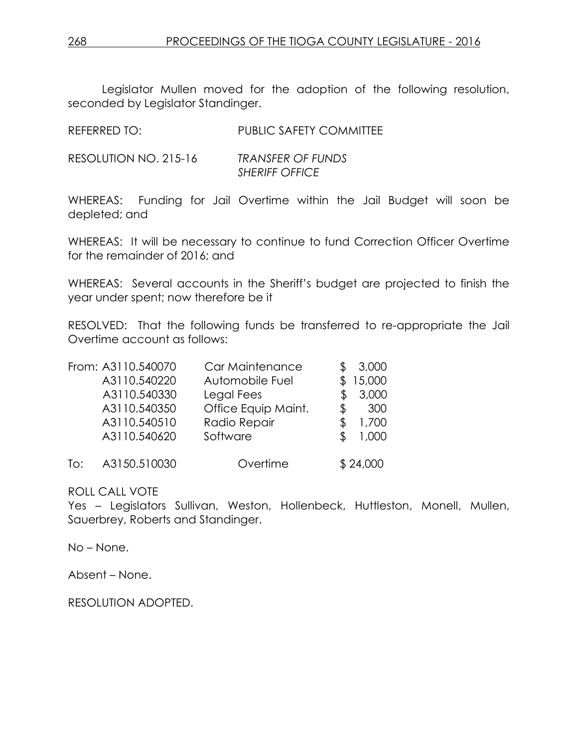Legislator Mullen moved for the adoption of the following resolution, seconded by Legislator Standinger.

REFERRED TO: PUBLIC SAFETY COMMITTEE

RESOLUTION NO. 215-16 *TRANSFER OF FUNDS*
*SHERIFF OFFICE*

WHEREAS: Funding for Jail Overtime within the Jail Budget will soon be depleted; and

WHEREAS: It will be necessary to continue to fund Correction Officer Overtime for the remainder of 2016; and

WHEREAS: Several accounts in the Sheriff's budget are projected to finish the year under spent; now therefore be it

RESOLVED: That the following funds be transferred to re-appropriate the Jail Overtime account as follows:

| | Account | Description | Amount |
|---|---|---|---|
| From: | A3110.540070 | Car Maintenance | $ 3,000 |
| | A3110.540220 | Automobile Fuel | $ 15,000 |
| | A3110.540330 | Legal Fees | $ 3,000 |
| | A3110.540350 | Office Equip Maint. | $ 300 |
| | A3110.540510 | Radio Repair | $ 1,700 |
| | A3110.540620 | Software | $ 1,000 |
| To: | A3150.510030 | Overtime | $ 24,000 |

ROLL CALL VOTE
Yes – Legislators Sullivan, Weston, Hollenbeck, Huttleston, Monell, Mullen, Sauerbrey, Roberts and Standinger.

No – None.

Absent – None.

RESOLUTION ADOPTED.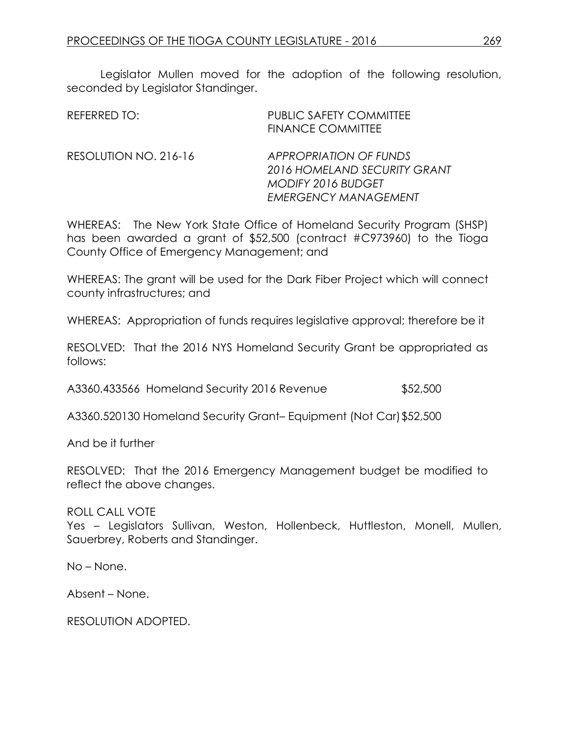Legislator Mullen moved for the adoption of the following resolution, seconded by Legislator Standinger.

REFERRED TO: PUBLIC SAFETY COMMITTEE
FINANCE COMMITTEE

RESOLUTION NO. 216-16 *APPROPRIATION OF FUNDS*
*2016 HOMELAND SECURITY GRANT*
*MODIFY 2016 BUDGET*
*EMERGENCY MANAGEMENT*

WHEREAS: The New York State Office of Homeland Security Program (SHSP) has been awarded a grant of $52,500 (contract #C973960) to the Tioga County Office of Emergency Management; and

WHEREAS: The grant will be used for the Dark Fiber Project which will connect county infrastructures; and

WHEREAS: Appropriation of funds requires legislative approval; therefore be it

RESOLVED: That the 2016 NYS Homeland Security Grant be appropriated as follows:

A3360.433566 Homeland Security 2016 Revenue $52,500

A3360.520130 Homeland Security Grant– Equipment (Not Car) $52,500

And be it further

RESOLVED: That the 2016 Emergency Management budget be modified to reflect the above changes.

ROLL CALL VOTE
Yes – Legislators Sullivan, Weston, Hollenbeck, Huttleston, Monell, Mullen, Sauerbrey, Roberts and Standinger.

No – None.

Absent – None.

RESOLUTION ADOPTED.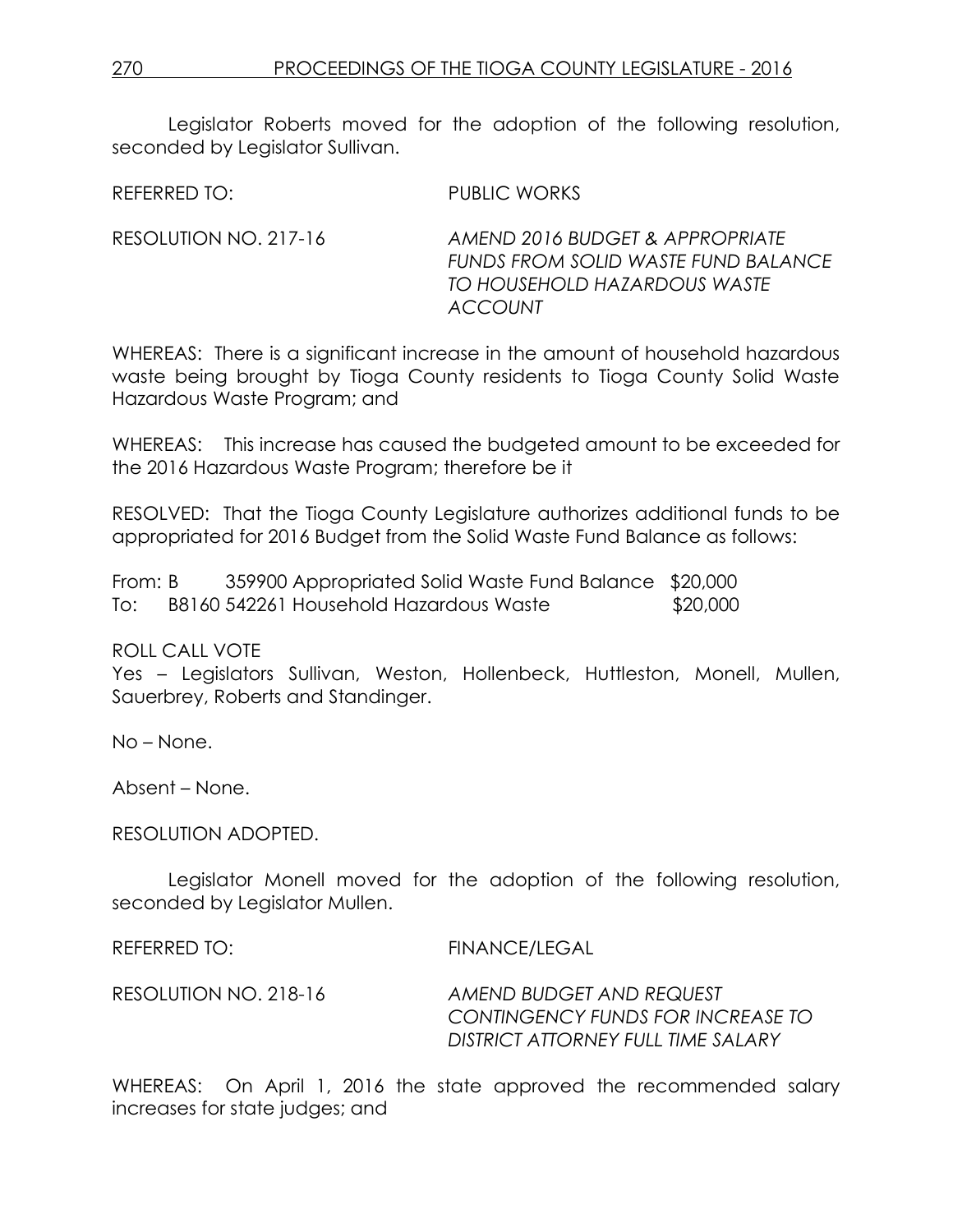Legislator Roberts moved for the adoption of the following resolution, seconded by Legislator Sullivan.

REFERRED TO: PUBLIC WORKS

RESOLUTION NO. 217-16 *AMEND 2016 BUDGET & APPROPRIATE FUNDS FROM SOLID WASTE FUND BALANCE TO HOUSEHOLD HAZARDOUS WASTE ACCOUNT*

WHEREAS: There is a significant increase in the amount of household hazardous waste being brought by Tioga County residents to Tioga County Solid Waste Hazardous Waste Program; and

WHEREAS: This increase has caused the budgeted amount to be exceeded for the 2016 Hazardous Waste Program; therefore be it

RESOLVED: That the Tioga County Legislature authorizes additional funds to be appropriated for 2016 Budget from the Solid Waste Fund Balance as follows:

From: B 359900 Appropriated Solid Waste Fund Balance $20,000
To: B8160 542261 Household Hazardous Waste $20,000

ROLL CALL VOTE
Yes – Legislators Sullivan, Weston, Hollenbeck, Huttleston, Monell, Mullen, Sauerbrey, Roberts and Standinger.

No – None.

Absent – None.

RESOLUTION ADOPTED.

Legislator Monell moved for the adoption of the following resolution, seconded by Legislator Mullen.

REFERRED TO: FINANCE/LEGAL

RESOLUTION NO. 218-16 *AMEND BUDGET AND REQUEST CONTINGENCY FUNDS FOR INCREASE TO DISTRICT ATTORNEY FULL TIME SALARY*

WHEREAS: On April 1, 2016 the state approved the recommended salary increases for state judges; and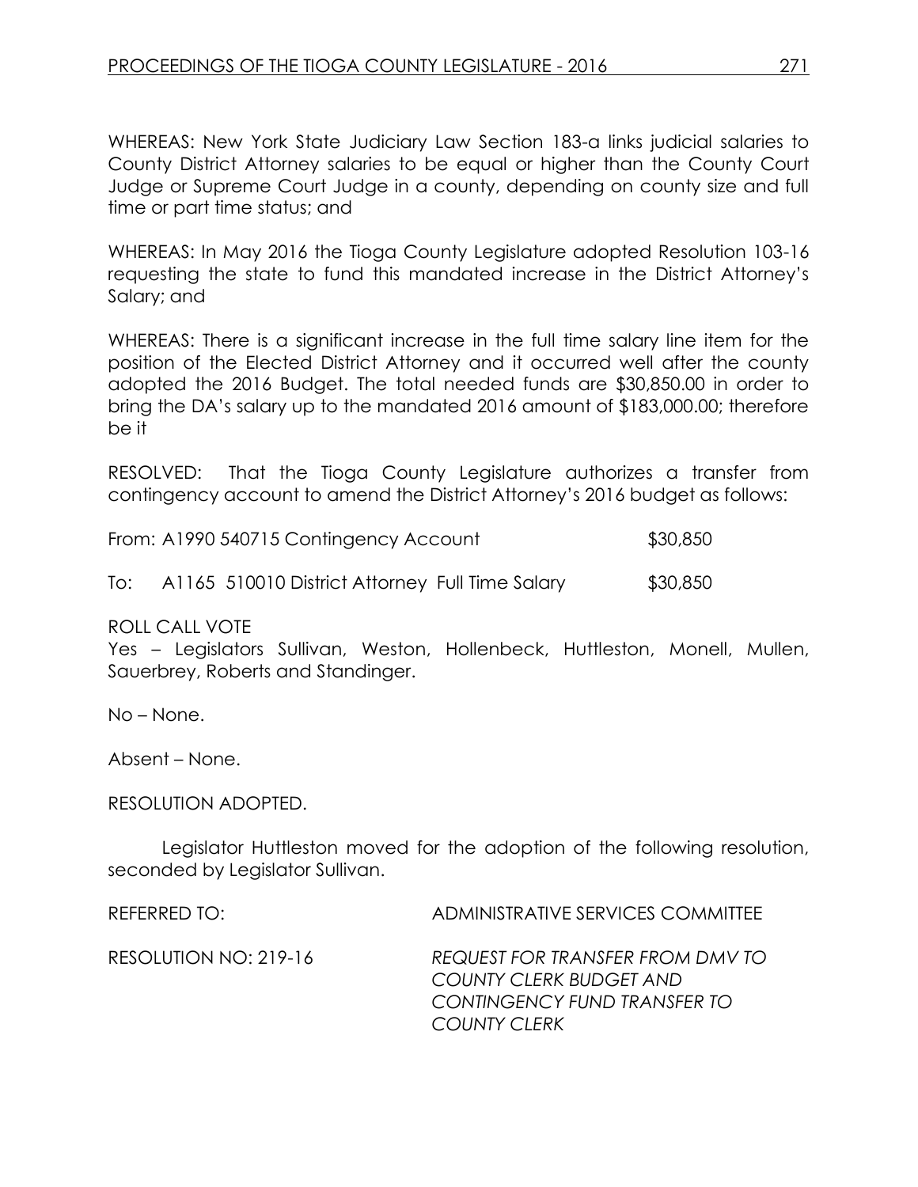WHEREAS: New York State Judiciary Law Section 183-a links judicial salaries to County District Attorney salaries to be equal or higher than the County Court Judge or Supreme Court Judge in a county, depending on county size and full time or part time status; and

WHEREAS: In May 2016 the Tioga County Legislature adopted Resolution 103-16 requesting the state to fund this mandated increase in the District Attorney's Salary; and

WHEREAS: There is a significant increase in the full time salary line item for the position of the Elected District Attorney and it occurred well after the county adopted the 2016 Budget. The total needed funds are $30,850.00 in order to bring the DA's salary up to the mandated 2016 amount of $183,000.00; therefore be it

RESOLVED: That the Tioga County Legislature authorizes a transfer from contingency account to amend the District Attorney's 2016 budget as follows:

From: A1990 540715 Contingency Account $30,850

To: A1165 510010 District Attorney Full Time Salary $30,850

ROLL CALL VOTE
Yes – Legislators Sullivan, Weston, Hollenbeck, Huttleston, Monell, Mullen, Sauerbrey, Roberts and Standinger.

No – None.

Absent – None.

RESOLUTION ADOPTED.

Legislator Huttleston moved for the adoption of the following resolution, seconded by Legislator Sullivan.

REFERRED TO: ADMINISTRATIVE SERVICES COMMITTEE

RESOLUTION NO: 219-16 *REQUEST FOR TRANSFER FROM DMV TO COUNTY CLERK BUDGET AND CONTINGENCY FUND TRANSFER TO COUNTY CLERK*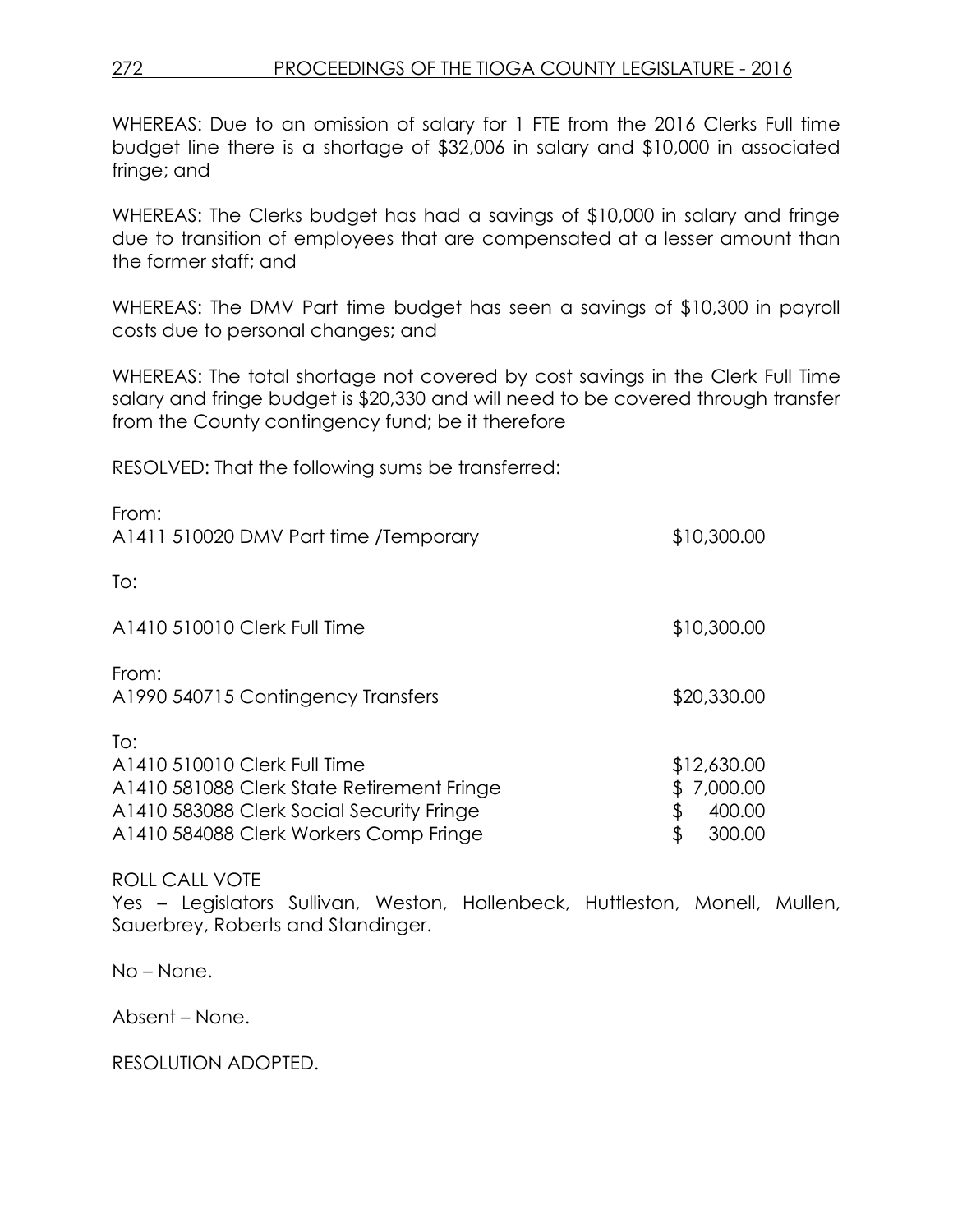WHEREAS: Due to an omission of salary for 1 FTE from the 2016 Clerks Full time budget line there is a shortage of $32,006 in salary and $10,000 in associated fringe; and

WHEREAS: The Clerks budget has had a savings of $10,000 in salary and fringe due to transition of employees that are compensated at a lesser amount than the former staff; and

WHEREAS: The DMV Part time budget has seen a savings of $10,300 in payroll costs due to personal changes; and

WHEREAS: The total shortage not covered by cost savings in the Clerk Full Time salary and fringe budget is $20,330 and will need to be covered through transfer from the County contingency fund; be it therefore

RESOLVED: That the following sums be transferred:

From:
A1411 510020 DMV Part time /Temporary $10,300.00

To:

A1410 510010 Clerk Full Time $10,300.00

From:
A1990 540715 Contingency Transfers $20,330.00

To:
A1410 510010 Clerk Full Time $12,630.00
A1410 581088 Clerk State Retirement Fringe $ 7,000.00
A1410 583088 Clerk Social Security Fringe $ 400.00
A1410 584088 Clerk Workers Comp Fringe $ 300.00

ROLL CALL VOTE
Yes – Legislators Sullivan, Weston, Hollenbeck, Huttleston, Monell, Mullen, Sauerbrey, Roberts and Standinger.

No – None.

Absent – None.

RESOLUTION ADOPTED.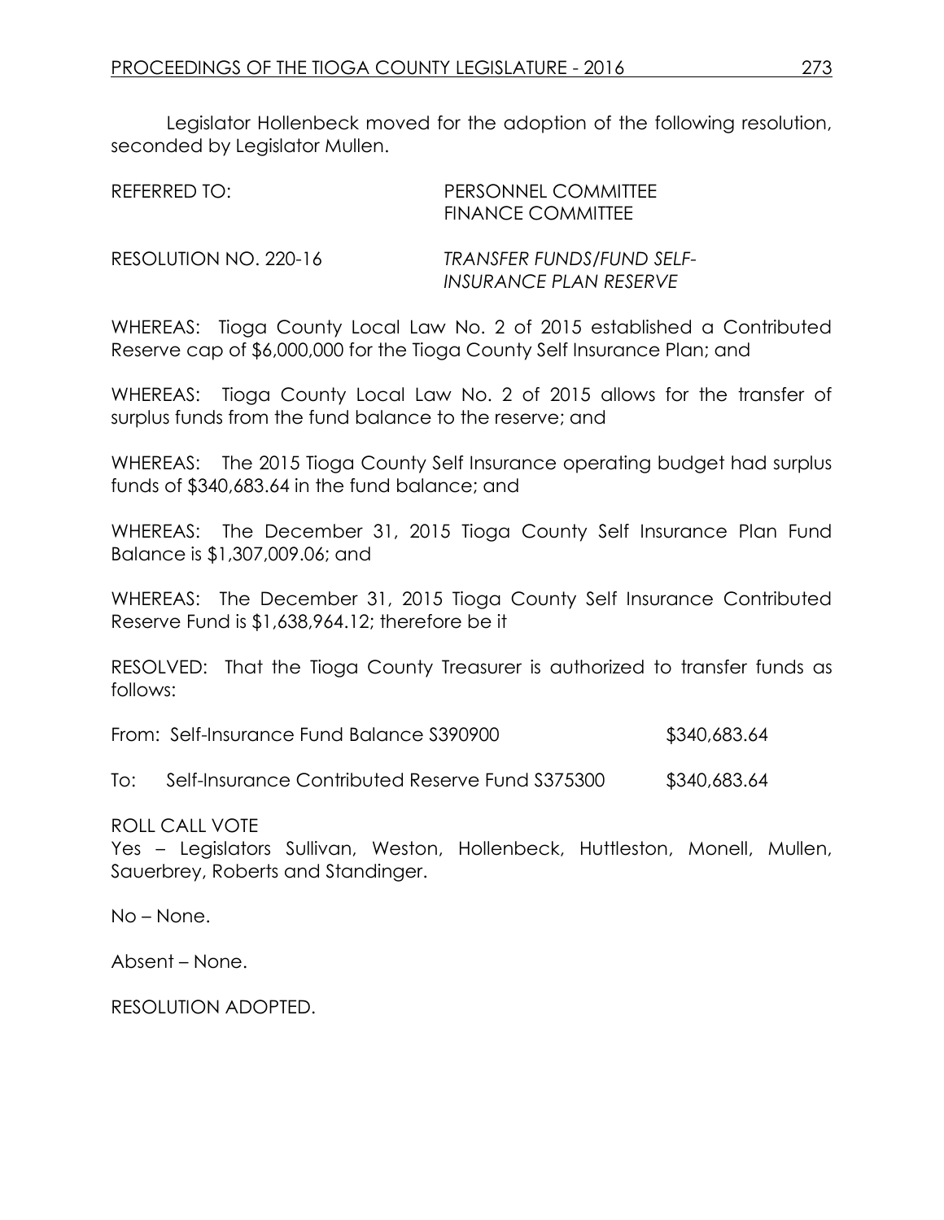Legislator Hollenbeck moved for the adoption of the following resolution, seconded by Legislator Mullen.

| | |
|---|---|
| REFERRED TO: | PERSONNEL COMMITTEE<br>FINANCE COMMITTEE |
| RESOLUTION NO. 220-16 | *TRANSFER FUNDS/FUND SELF-INSURANCE PLAN RESERVE* |

WHEREAS: Tioga County Local Law No. 2 of 2015 established a Contributed Reserve cap of $6,000,000 for the Tioga County Self Insurance Plan; and

WHEREAS: Tioga County Local Law No. 2 of 2015 allows for the transfer of surplus funds from the fund balance to the reserve; and

WHEREAS: The 2015 Tioga County Self Insurance operating budget had surplus funds of $340,683.64 in the fund balance; and

WHEREAS: The December 31, 2015 Tioga County Self Insurance Plan Fund Balance is $1,307,009.06; and

WHEREAS: The December 31, 2015 Tioga County Self Insurance Contributed Reserve Fund is $1,638,964.12; therefore be it

RESOLVED: That the Tioga County Treasurer is authorized to transfer funds as follows:

| | |
|---|---|
| From: Self-Insurance Fund Balance S390900 | $340,683.64 |
| To: Self-Insurance Contributed Reserve Fund S375300 | $340,683.64 |

ROLL CALL VOTE
Yes – Legislators Sullivan, Weston, Hollenbeck, Huttleston, Monell, Mullen, Sauerbrey, Roberts and Standinger.

No – None.

Absent – None.

RESOLUTION ADOPTED.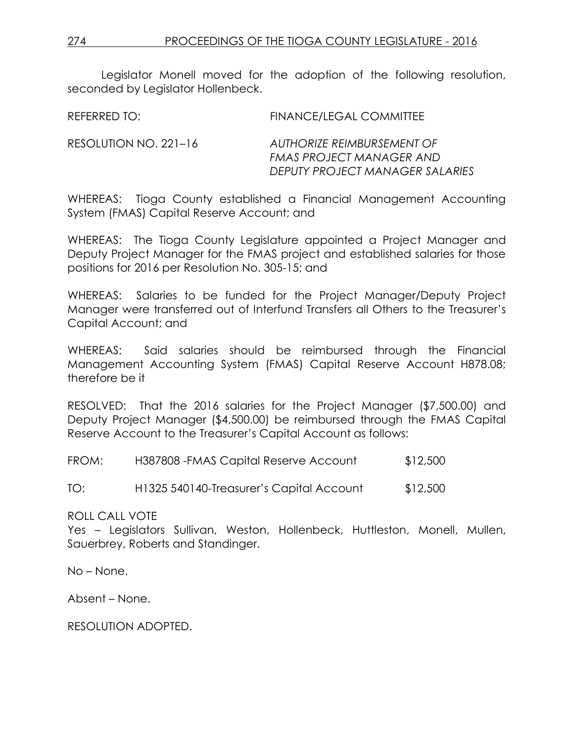Legislator Monell moved for the adoption of the following resolution, seconded by Legislator Hollenbeck.

REFERRED TO: FINANCE/LEGAL COMMITTEE

RESOLUTION NO. 221–16 *AUTHORIZE REIMBURSEMENT OF FMAS PROJECT MANAGER AND DEPUTY PROJECT MANAGER SALARIES*

WHEREAS: Tioga County established a Financial Management Accounting System (FMAS) Capital Reserve Account; and

WHEREAS: The Tioga County Legislature appointed a Project Manager and Deputy Project Manager for the FMAS project and established salaries for those positions for 2016 per Resolution No. 305-15; and

WHEREAS: Salaries to be funded for the Project Manager/Deputy Project Manager were transferred out of Interfund Transfers all Others to the Treasurer's Capital Account; and

WHEREAS: Said salaries should be reimbursed through the Financial Management Accounting System (FMAS) Capital Reserve Account H878.08; therefore be it

RESOLVED: That the 2016 salaries for the Project Manager ($7,500.00) and Deputy Project Manager ($4,500.00) be reimbursed through the FMAS Capital Reserve Account to the Treasurer's Capital Account as follows:

| | | |
|---|---|---|
| FROM: | H387808 -FMAS Capital Reserve Account | $12,500 |
| TO: | H1325 540140-Treasurer's Capital Account | $12,500 |

ROLL CALL VOTE
Yes – Legislators Sullivan, Weston, Hollenbeck, Huttleston, Monell, Mullen, Sauerbrey, Roberts and Standinger.

No – None.

Absent – None.

RESOLUTION ADOPTED.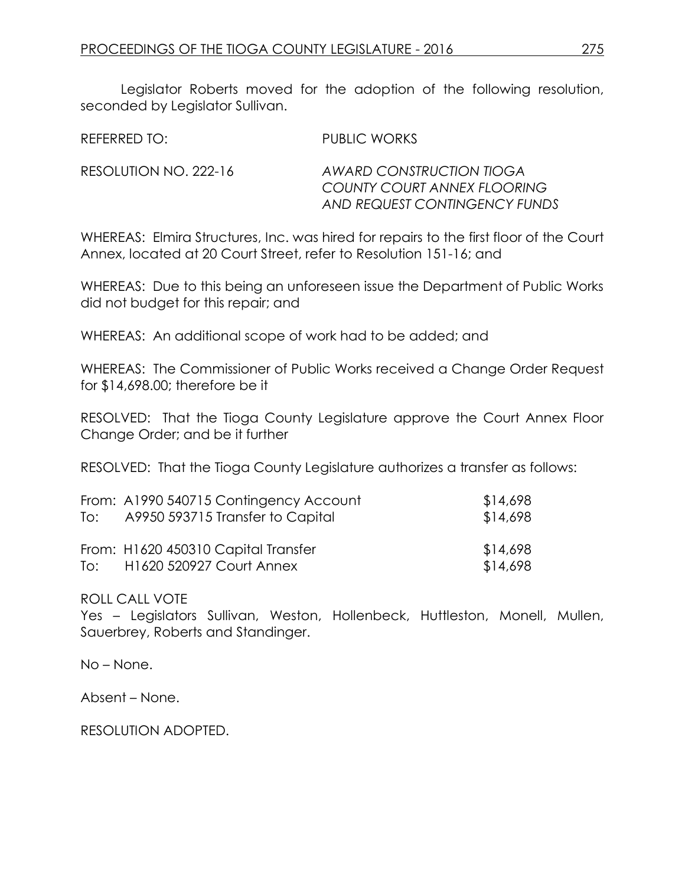Legislator Roberts moved for the adoption of the following resolution, seconded by Legislator Sullivan.

REFERRED TO: PUBLIC WORKS

RESOLUTION NO. 222-16 *AWARD CONSTRUCTION TIOGA COUNTY COURT ANNEX FLOORING AND REQUEST CONTINGENCY FUNDS*

WHEREAS: Elmira Structures, Inc. was hired for repairs to the first floor of the Court Annex, located at 20 Court Street, refer to Resolution 151-16; and

WHEREAS: Due to this being an unforeseen issue the Department of Public Works did not budget for this repair; and

WHEREAS: An additional scope of work had to be added; and

WHEREAS: The Commissioner of Public Works received a Change Order Request for $14,698.00; therefore be it

RESOLVED: That the Tioga County Legislature approve the Court Annex Floor Change Order; and be it further

RESOLVED: That the Tioga County Legislature authorizes a transfer as follows:

| | | |
|---|---|---|
| From: | A1990 540715 Contingency Account | $14,698 |
| To: | A9950 593715 Transfer to Capital | $14,698 |
| From: | H1620 450310 Capital Transfer | $14,698 |
| To: | H1620 520927 Court Annex | $14,698 |

ROLL CALL VOTE
Yes – Legislators Sullivan, Weston, Hollenbeck, Huttleston, Monell, Mullen, Sauerbrey, Roberts and Standinger.

No – None.

Absent – None.

RESOLUTION ADOPTED.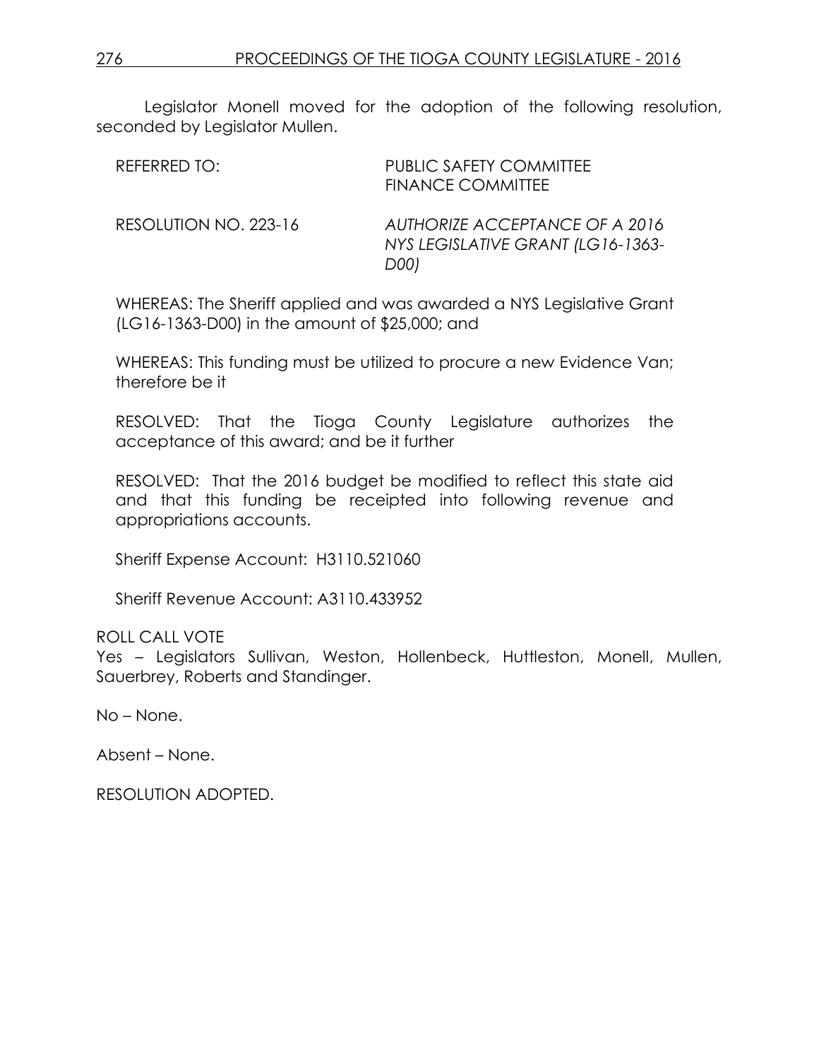Legislator Monell moved for the adoption of the following resolution, seconded by Legislator Mullen.

| REFERRED TO: | PUBLIC SAFETY COMMITTEE<br>FINANCE COMMITTEE |
|---|---|
| RESOLUTION NO. 223-16 | *AUTHORIZE ACCEPTANCE OF A 2016 NYS LEGISLATIVE GRANT (LG16-1363-D00)* |

WHEREAS: The Sheriff applied and was awarded a NYS Legislative Grant (LG16-1363-D00) in the amount of $25,000; and

WHEREAS: This funding must be utilized to procure a new Evidence Van; therefore be it

RESOLVED: That the Tioga County Legislature authorizes the acceptance of this award; and be it further

RESOLVED: That the 2016 budget be modified to reflect this state aid and that this funding be receipted into following revenue and appropriations accounts.

Sheriff Expense Account: H3110.521060

Sheriff Revenue Account: A3110.433952

ROLL CALL VOTE
Yes – Legislators Sullivan, Weston, Hollenbeck, Huttleston, Monell, Mullen, Sauerbrey, Roberts and Standinger.

No – None.

Absent – None.

RESOLUTION ADOPTED.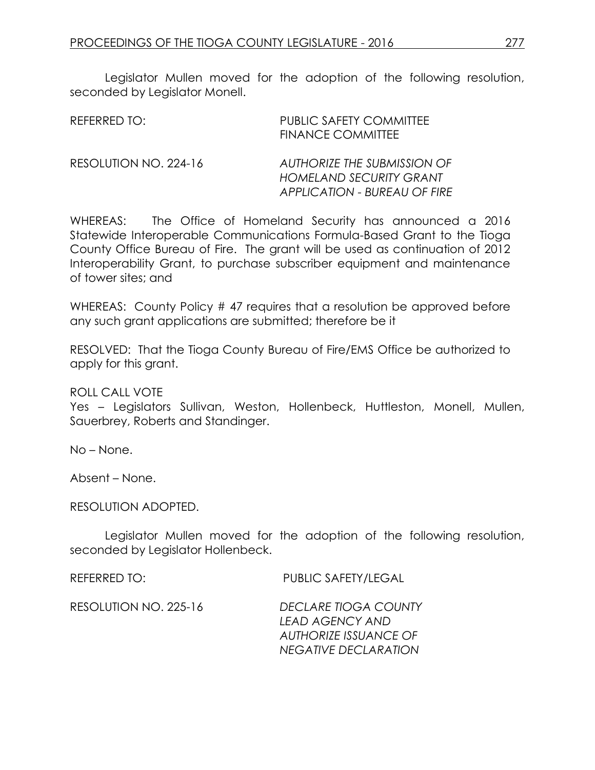Legislator Mullen moved for the adoption of the following resolution, seconded by Legislator Monell.

REFERRED TO: PUBLIC SAFETY COMMITTEE
FINANCE COMMITTEE

RESOLUTION NO. 224-16 *AUTHORIZE THE SUBMISSION OF HOMELAND SECURITY GRANT APPLICATION - BUREAU OF FIRE*

WHEREAS: The Office of Homeland Security has announced a 2016 Statewide Interoperable Communications Formula-Based Grant to the Tioga County Office Bureau of Fire. The grant will be used as continuation of 2012 Interoperability Grant, to purchase subscriber equipment and maintenance of tower sites; and

WHEREAS: County Policy # 47 requires that a resolution be approved before any such grant applications are submitted; therefore be it

RESOLVED: That the Tioga County Bureau of Fire/EMS Office be authorized to apply for this grant.

ROLL CALL VOTE
Yes – Legislators Sullivan, Weston, Hollenbeck, Huttleston, Monell, Mullen, Sauerbrey, Roberts and Standinger.

No – None.

Absent – None.

RESOLUTION ADOPTED.

Legislator Mullen moved for the adoption of the following resolution, seconded by Legislator Hollenbeck.

REFERRED TO: PUBLIC SAFETY/LEGAL

RESOLUTION NO. 225-16 *DECLARE TIOGA COUNTY LEAD AGENCY AND AUTHORIZE ISSUANCE OF NEGATIVE DECLARATION*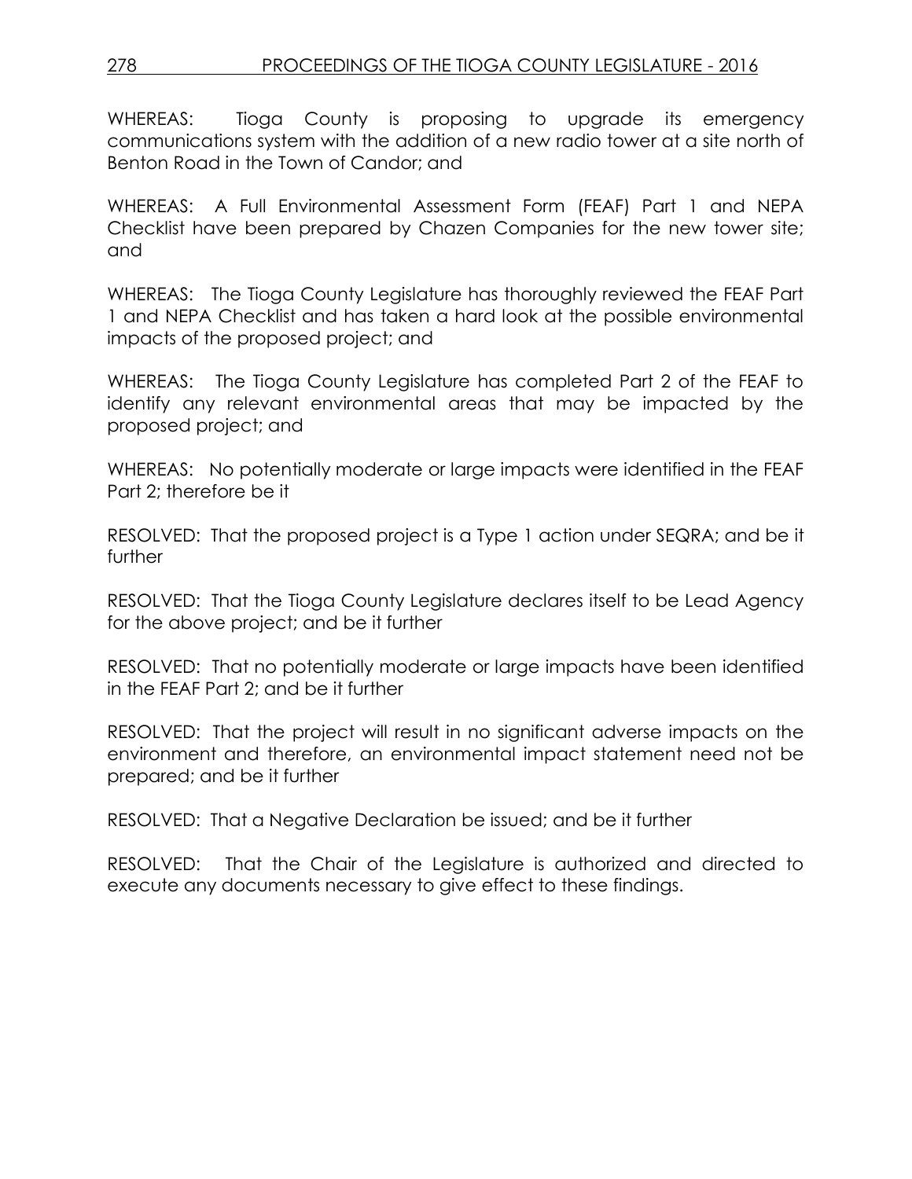WHEREAS: Tioga County is proposing to upgrade its emergency communications system with the addition of a new radio tower at a site north of Benton Road in the Town of Candor; and

WHEREAS: A Full Environmental Assessment Form (FEAF) Part 1 and NEPA Checklist have been prepared by Chazen Companies for the new tower site; and

WHEREAS: The Tioga County Legislature has thoroughly reviewed the FEAF Part 1 and NEPA Checklist and has taken a hard look at the possible environmental impacts of the proposed project; and

WHEREAS: The Tioga County Legislature has completed Part 2 of the FEAF to identify any relevant environmental areas that may be impacted by the proposed project; and

WHEREAS: No potentially moderate or large impacts were identified in the FEAF Part 2; therefore be it

RESOLVED: That the proposed project is a Type 1 action under SEQRA; and be it further

RESOLVED: That the Tioga County Legislature declares itself to be Lead Agency for the above project; and be it further

RESOLVED: That no potentially moderate or large impacts have been identified in the FEAF Part 2; and be it further

RESOLVED: That the project will result in no significant adverse impacts on the environment and therefore, an environmental impact statement need not be prepared; and be it further

RESOLVED: That a Negative Declaration be issued; and be it further

RESOLVED: That the Chair of the Legislature is authorized and directed to execute any documents necessary to give effect to these findings.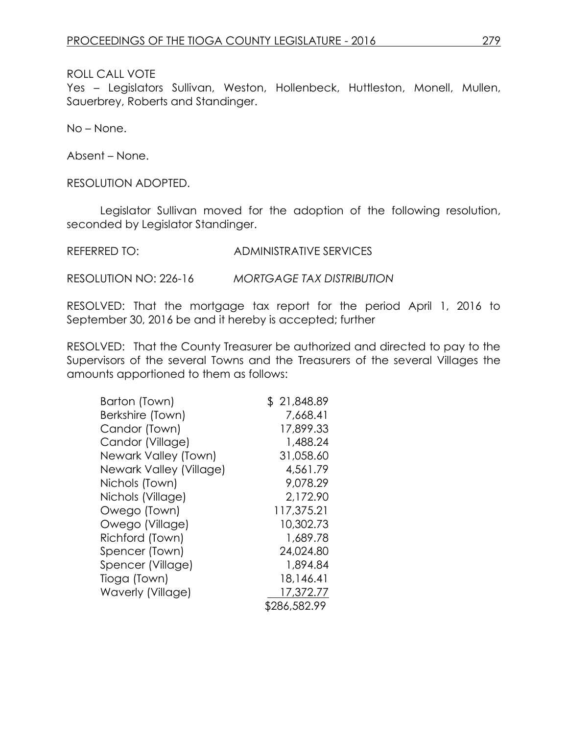ROLL CALL VOTE
Yes – Legislators Sullivan, Weston, Hollenbeck, Huttleston, Monell, Mullen, Sauerbrey, Roberts and Standinger.

No – None.

Absent – None.

RESOLUTION ADOPTED.

Legislator Sullivan moved for the adoption of the following resolution, seconded by Legislator Standinger.

REFERRED TO: ADMINISTRATIVE SERVICES

RESOLUTION NO: 226-16 *MORTGAGE TAX DISTRIBUTION*

RESOLVED: That the mortgage tax report for the period April 1, 2016 to September 30, 2016 be and it hereby is accepted; further

RESOLVED: That the County Treasurer be authorized and directed to pay to the Supervisors of the several Towns and the Treasurers of the several Villages the amounts apportioned to them as follows:

| | |
|---|---:|
| Barton (Town) | $ 21,848.89 |
| Berkshire (Town) | 7,668.41 |
| Candor (Town) | 17,899.33 |
| Candor (Village) | 1,488.24 |
| Newark Valley (Town) | 31,058.60 |
| Newark Valley (Village) | 4,561.79 |
| Nichols (Town) | 9,078.29 |
| Nichols (Village) | 2,172.90 |
| Owego (Town) | 117,375.21 |
| Owego (Village) | 10,302.73 |
| Richford (Town) | 1,689.78 |
| Spencer (Town) | 24,024.80 |
| Spencer (Village) | 1,894.84 |
| Tioga (Town) | 18,146.41 |
| Waverly (Village) | 17,372.77 |
| | $286,582.99 |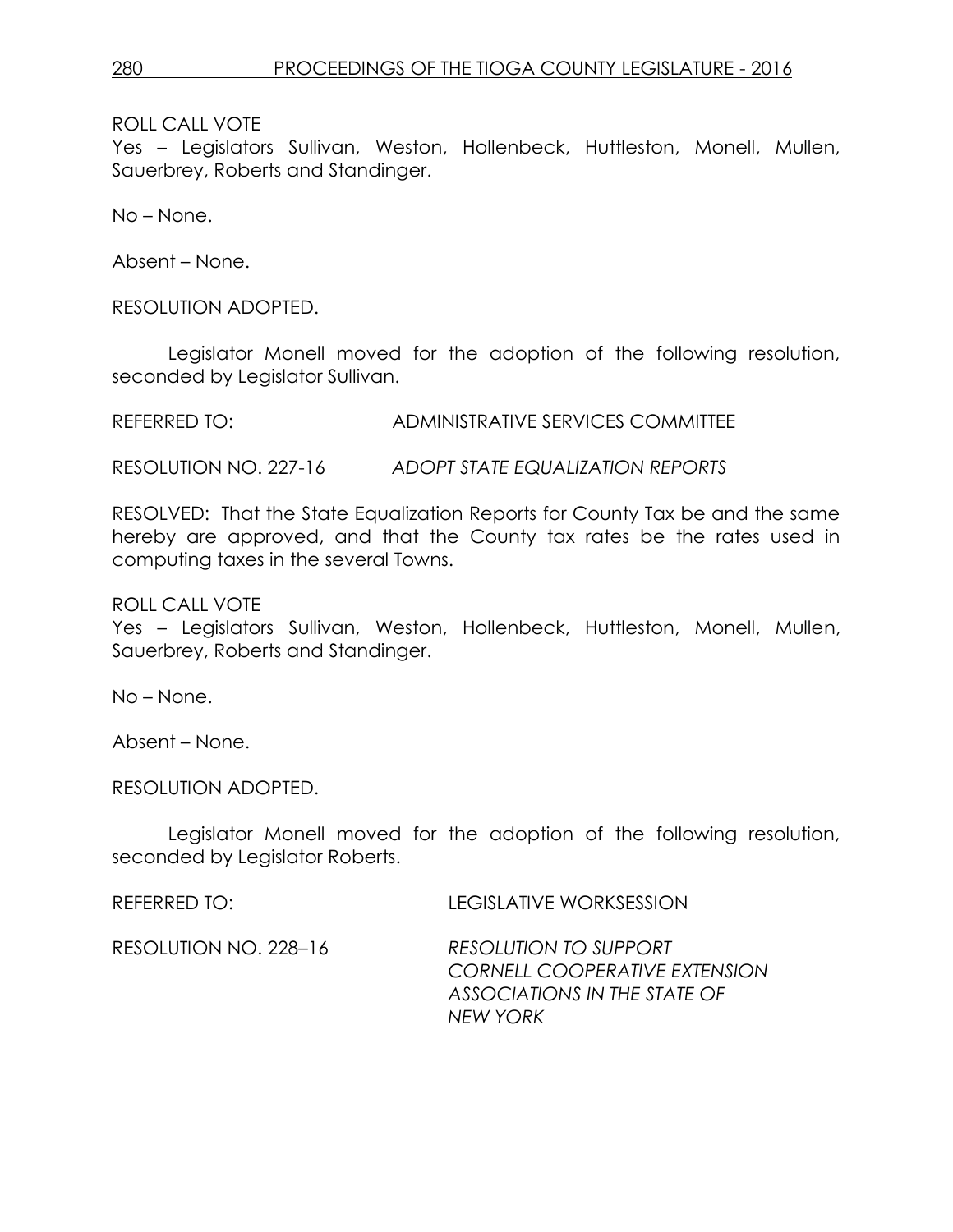ROLL CALL VOTE
Yes – Legislators Sullivan, Weston, Hollenbeck, Huttleston, Monell, Mullen, Sauerbrey, Roberts and Standinger.

No – None.

Absent – None.

RESOLUTION ADOPTED.

Legislator Monell moved for the adoption of the following resolution, seconded by Legislator Sullivan.

REFERRED TO: ADMINISTRATIVE SERVICES COMMITTEE

RESOLUTION NO. 227-16 *ADOPT STATE EQUALIZATION REPORTS*

RESOLVED: That the State Equalization Reports for County Tax be and the same hereby are approved, and that the County tax rates be the rates used in computing taxes in the several Towns.

ROLL CALL VOTE
Yes – Legislators Sullivan, Weston, Hollenbeck, Huttleston, Monell, Mullen, Sauerbrey, Roberts and Standinger.

No – None.

Absent – None.

RESOLUTION ADOPTED.

Legislator Monell moved for the adoption of the following resolution, seconded by Legislator Roberts.

REFERRED TO: LEGISLATIVE WORKSESSION

RESOLUTION NO. 228–16 *RESOLUTION TO SUPPORT CORNELL COOPERATIVE EXTENSION ASSOCIATIONS IN THE STATE OF NEW YORK*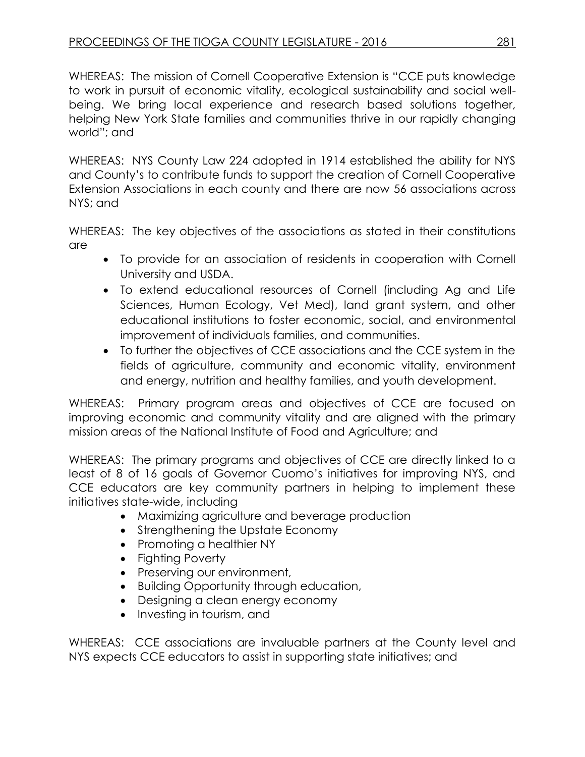WHEREAS: The mission of Cornell Cooperative Extension is "CCE puts knowledge to work in pursuit of economic vitality, ecological sustainability and social well-being. We bring local experience and research based solutions together, helping New York State families and communities thrive in our rapidly changing world"; and

WHEREAS: NYS County Law 224 adopted in 1914 established the ability for NYS and County's to contribute funds to support the creation of Cornell Cooperative Extension Associations in each county and there are now 56 associations across NYS; and

WHEREAS: The key objectives of the associations as stated in their constitutions are

- To provide for an association of residents in cooperation with Cornell University and USDA.
- To extend educational resources of Cornell (including Ag and Life Sciences, Human Ecology, Vet Med), land grant system, and other educational institutions to foster economic, social, and environmental improvement of individuals families, and communities.
- To further the objectives of CCE associations and the CCE system in the fields of agriculture, community and economic vitality, environment and energy, nutrition and healthy families, and youth development.

WHEREAS: Primary program areas and objectives of CCE are focused on improving economic and community vitality and are aligned with the primary mission areas of the National Institute of Food and Agriculture; and

WHEREAS: The primary programs and objectives of CCE are directly linked to a least of 8 of 16 goals of Governor Cuomo's initiatives for improving NYS, and CCE educators are key community partners in helping to implement these initiatives state-wide, including

- Maximizing agriculture and beverage production
- Strengthening the Upstate Economy
- Promoting a healthier NY
- Fighting Poverty
- Preserving our environment,
- Building Opportunity through education,
- Designing a clean energy economy
- Investing in tourism, and

WHEREAS: CCE associations are invaluable partners at the County level and NYS expects CCE educators to assist in supporting state initiatives; and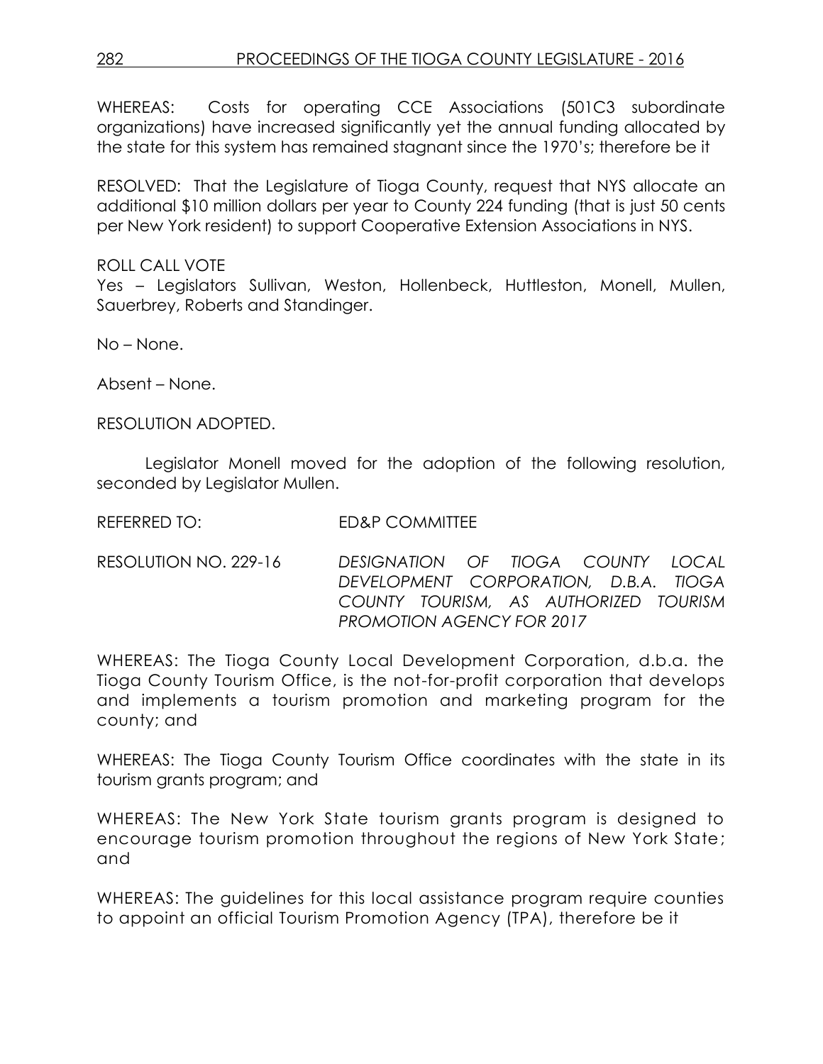WHEREAS: Costs for operating CCE Associations (501C3 subordinate organizations) have increased significantly yet the annual funding allocated by the state for this system has remained stagnant since the 1970's; therefore be it

RESOLVED: That the Legislature of Tioga County, request that NYS allocate an additional $10 million dollars per year to County 224 funding (that is just 50 cents per New York resident) to support Cooperative Extension Associations in NYS.

ROLL CALL VOTE
Yes – Legislators Sullivan, Weston, Hollenbeck, Huttleston, Monell, Mullen, Sauerbrey, Roberts and Standinger.

No – None.

Absent – None.

RESOLUTION ADOPTED.

Legislator Monell moved for the adoption of the following resolution, seconded by Legislator Mullen.

REFERRED TO: ED&P COMMITTEE

RESOLUTION NO. 229-16 *DESIGNATION OF TIOGA COUNTY LOCAL DEVELOPMENT CORPORATION, D.B.A. TIOGA COUNTY TOURISM, AS AUTHORIZED TOURISM PROMOTION AGENCY FOR 2017*

WHEREAS: The Tioga County Local Development Corporation, d.b.a. the Tioga County Tourism Office, is the not-for-profit corporation that develops and implements a tourism promotion and marketing program for the county; and

WHEREAS: The Tioga County Tourism Office coordinates with the state in its tourism grants program; and

WHEREAS: The New York State tourism grants program is designed to encourage tourism promotion throughout the regions of New York State; and

WHEREAS: The guidelines for this local assistance program require counties to appoint an official Tourism Promotion Agency (TPA), therefore be it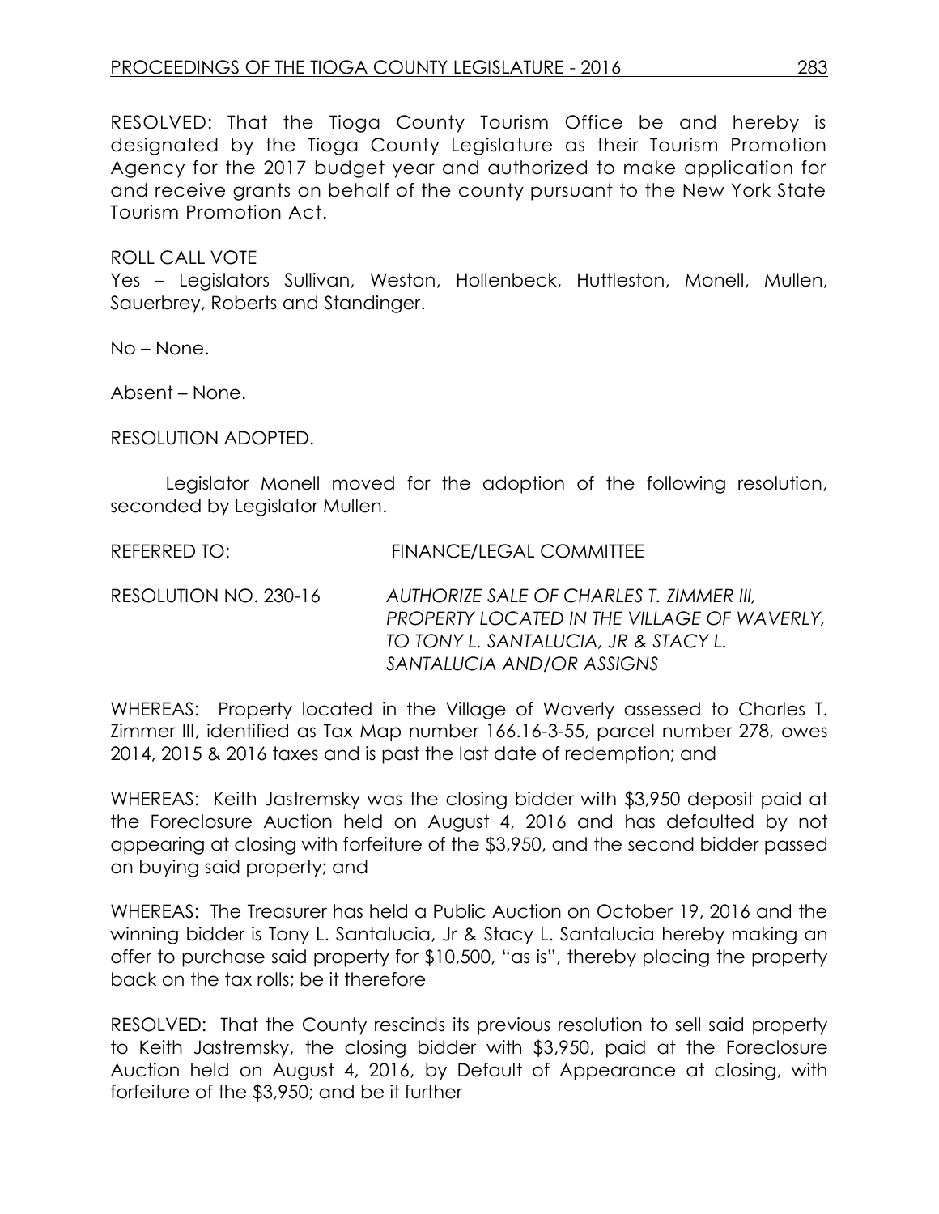RESOLVED: That the Tioga County Tourism Office be and hereby is designated by the Tioga County Legislature as their Tourism Promotion Agency for the 2017 budget year and authorized to make application for and receive grants on behalf of the county pursuant to the New York State Tourism Promotion Act.

ROLL CALL VOTE

Yes – Legislators Sullivan, Weston, Hollenbeck, Huttleston, Monell, Mullen, Sauerbrey, Roberts and Standinger.

No – None.

Absent – None.

RESOLUTION ADOPTED.

Legislator Monell moved for the adoption of the following resolution, seconded by Legislator Mullen.

REFERRED TO: FINANCE/LEGAL COMMITTEE

RESOLUTION NO. 230-16 *AUTHORIZE SALE OF CHARLES T. ZIMMER III, PROPERTY LOCATED IN THE VILLAGE OF WAVERLY, TO TONY L. SANTALUCIA, JR & STACY L. SANTALUCIA AND/OR ASSIGNS*

WHEREAS: Property located in the Village of Waverly assessed to Charles T. Zimmer III, identified as Tax Map number 166.16-3-55, parcel number 278, owes 2014, 2015 & 2016 taxes and is past the last date of redemption; and

WHEREAS: Keith Jastremsky was the closing bidder with $3,950 deposit paid at the Foreclosure Auction held on August 4, 2016 and has defaulted by not appearing at closing with forfeiture of the $3,950, and the second bidder passed on buying said property; and

WHEREAS: The Treasurer has held a Public Auction on October 19, 2016 and the winning bidder is Tony L. Santalucia, Jr & Stacy L. Santalucia hereby making an offer to purchase said property for $10,500, "as is", thereby placing the property back on the tax rolls; be it therefore

RESOLVED: That the County rescinds its previous resolution to sell said property to Keith Jastremsky, the closing bidder with $3,950, paid at the Foreclosure Auction held on August 4, 2016, by Default of Appearance at closing, with forfeiture of the $3,950; and be it further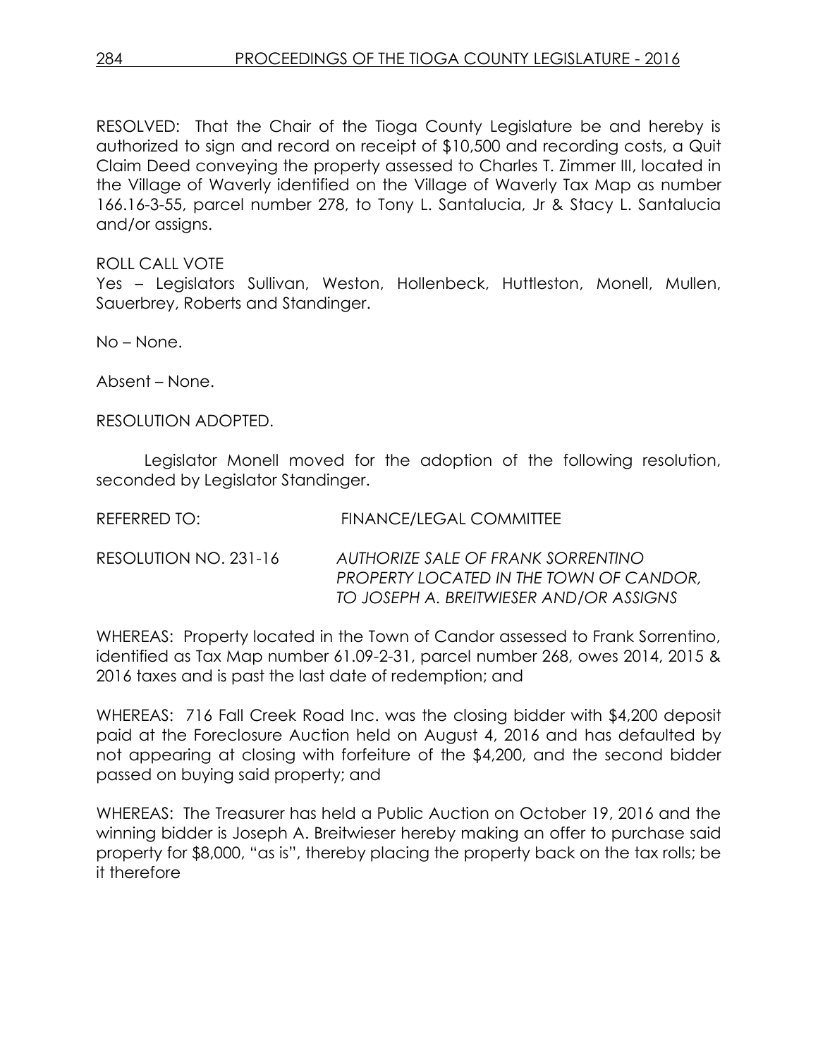RESOLVED: That the Chair of the Tioga County Legislature be and hereby is authorized to sign and record on receipt of $10,500 and recording costs, a Quit Claim Deed conveying the property assessed to Charles T. Zimmer III, located in the Village of Waverly identified on the Village of Waverly Tax Map as number 166.16-3-55, parcel number 278, to Tony L. Santalucia, Jr & Stacy L. Santalucia and/or assigns.

ROLL CALL VOTE
Yes – Legislators Sullivan, Weston, Hollenbeck, Huttleston, Monell, Mullen, Sauerbrey, Roberts and Standinger.

No – None.

Absent – None.

RESOLUTION ADOPTED.

Legislator Monell moved for the adoption of the following resolution, seconded by Legislator Standinger.

REFERRED TO: FINANCE/LEGAL COMMITTEE

RESOLUTION NO. 231-16 *AUTHORIZE SALE OF FRANK SORRENTINO PROPERTY LOCATED IN THE TOWN OF CANDOR, TO JOSEPH A. BREITWIESER AND/OR ASSIGNS*

WHEREAS: Property located in the Town of Candor assessed to Frank Sorrentino, identified as Tax Map number 61.09-2-31, parcel number 268, owes 2014, 2015 & 2016 taxes and is past the last date of redemption; and

WHEREAS: 716 Fall Creek Road Inc. was the closing bidder with $4,200 deposit paid at the Foreclosure Auction held on August 4, 2016 and has defaulted by not appearing at closing with forfeiture of the $4,200, and the second bidder passed on buying said property; and

WHEREAS: The Treasurer has held a Public Auction on October 19, 2016 and the winning bidder is Joseph A. Breitwieser hereby making an offer to purchase said property for $8,000, "as is", thereby placing the property back on the tax rolls; be it therefore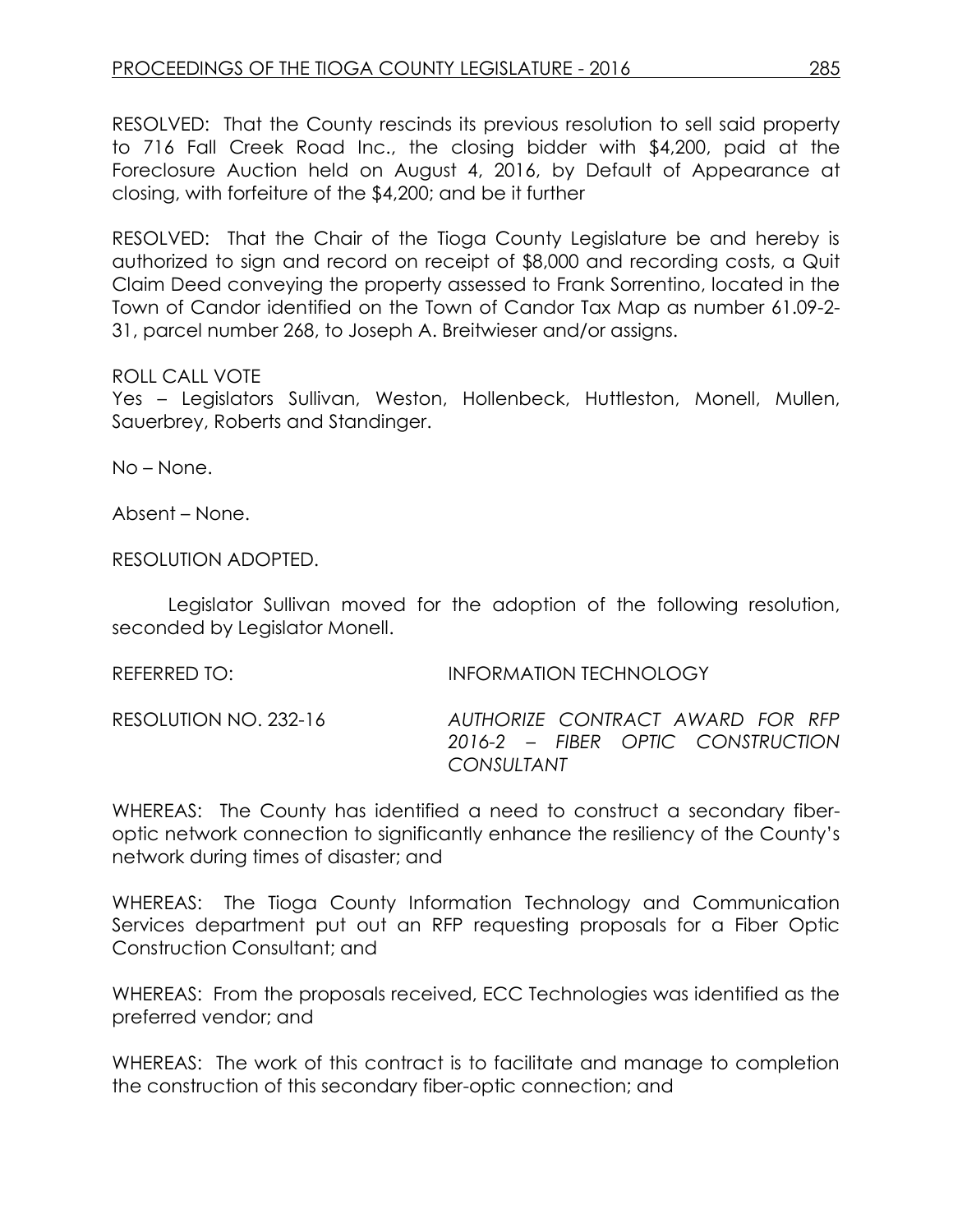RESOLVED: That the County rescinds its previous resolution to sell said property to 716 Fall Creek Road Inc., the closing bidder with $4,200, paid at the Foreclosure Auction held on August 4, 2016, by Default of Appearance at closing, with forfeiture of the $4,200; and be it further

RESOLVED: That the Chair of the Tioga County Legislature be and hereby is authorized to sign and record on receipt of $8,000 and recording costs, a Quit Claim Deed conveying the property assessed to Frank Sorrentino, located in the Town of Candor identified on the Town of Candor Tax Map as number 61.09-2-31, parcel number 268, to Joseph A. Breitwieser and/or assigns.

ROLL CALL VOTE
Yes – Legislators Sullivan, Weston, Hollenbeck, Huttleston, Monell, Mullen, Sauerbrey, Roberts and Standinger.

No – None.

Absent – None.

RESOLUTION ADOPTED.

Legislator Sullivan moved for the adoption of the following resolution, seconded by Legislator Monell.

REFERRED TO: INFORMATION TECHNOLOGY

RESOLUTION NO. 232-16 *AUTHORIZE CONTRACT AWARD FOR RFP 2016-2 – FIBER OPTIC CONSTRUCTION CONSULTANT*

WHEREAS: The County has identified a need to construct a secondary fiber-optic network connection to significantly enhance the resiliency of the County's network during times of disaster; and

WHEREAS: The Tioga County Information Technology and Communication Services department put out an RFP requesting proposals for a Fiber Optic Construction Consultant; and

WHEREAS: From the proposals received, ECC Technologies was identified as the preferred vendor; and

WHEREAS: The work of this contract is to facilitate and manage to completion the construction of this secondary fiber-optic connection; and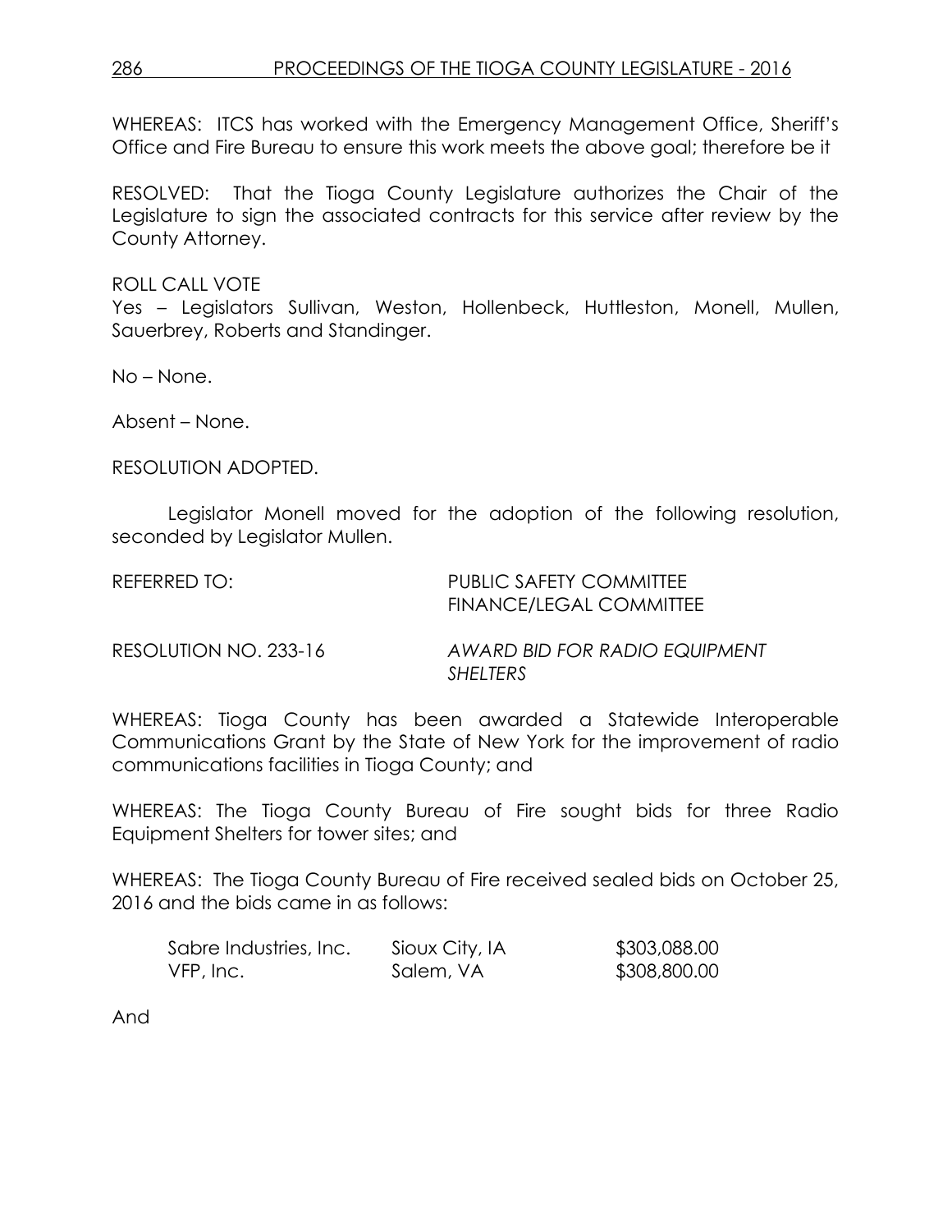WHEREAS: ITCS has worked with the Emergency Management Office, Sheriff's Office and Fire Bureau to ensure this work meets the above goal; therefore be it

RESOLVED: That the Tioga County Legislature authorizes the Chair of the Legislature to sign the associated contracts for this service after review by the County Attorney.

ROLL CALL VOTE
Yes – Legislators Sullivan, Weston, Hollenbeck, Huttleston, Monell, Mullen, Sauerbrey, Roberts and Standinger.

No – None.

Absent – None.

RESOLUTION ADOPTED.

Legislator Monell moved for the adoption of the following resolution, seconded by Legislator Mullen.

REFERRED TO: PUBLIC SAFETY COMMITTEE
FINANCE/LEGAL COMMITTEE

RESOLUTION NO. 233-16 *AWARD BID FOR RADIO EQUIPMENT SHELTERS*

WHEREAS: Tioga County has been awarded a Statewide Interoperable Communications Grant by the State of New York for the improvement of radio communications facilities in Tioga County; and

WHEREAS: The Tioga County Bureau of Fire sought bids for three Radio Equipment Shelters for tower sites; and

WHEREAS: The Tioga County Bureau of Fire received sealed bids on October 25, 2016 and the bids came in as follows:

| | | |
|---|---|---|
| Sabre Industries, Inc. | Sioux City, IA | $303,088.00 |
| VFP, Inc. | Salem, VA | $308,800.00 |

And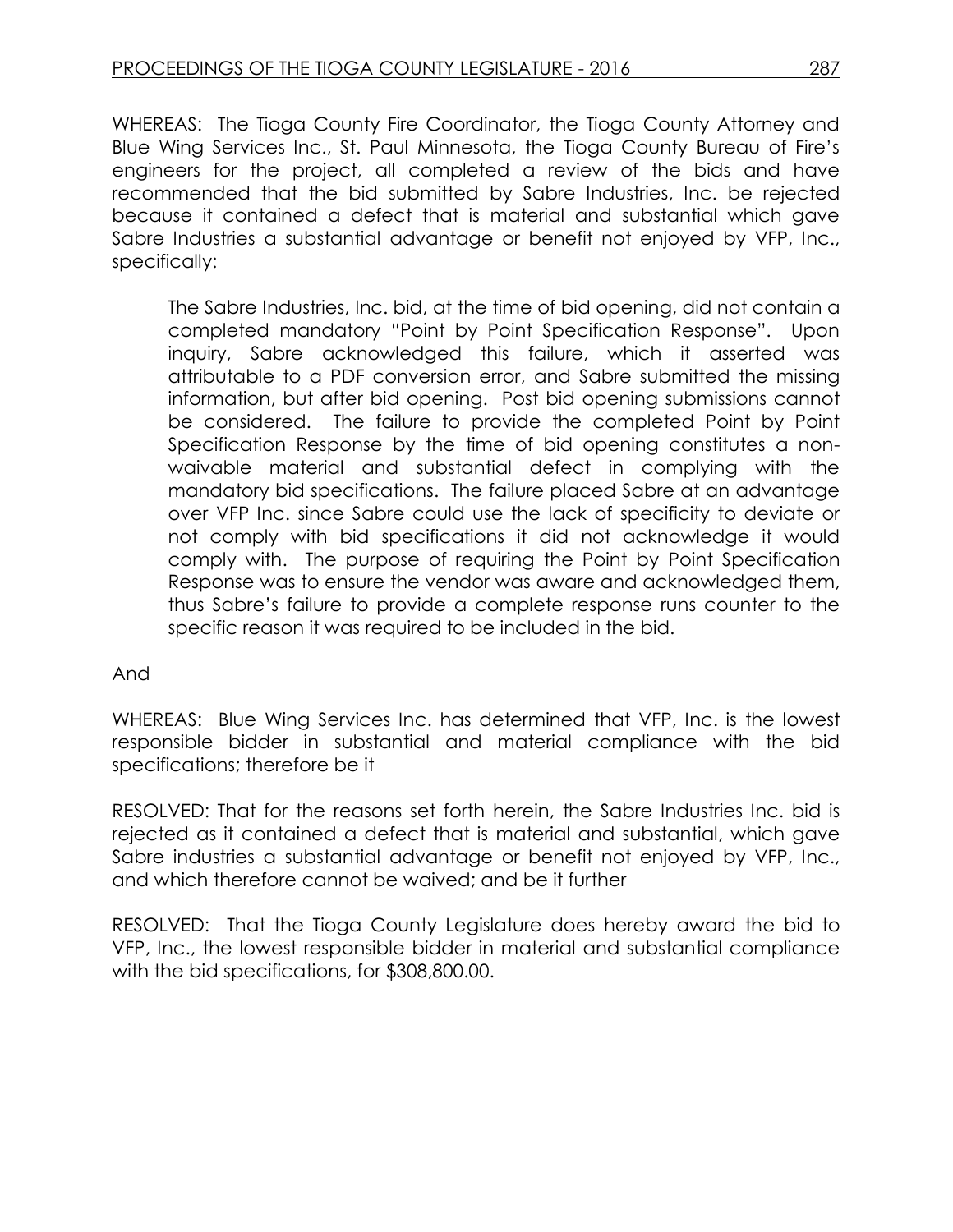WHEREAS: The Tioga County Fire Coordinator, the Tioga County Attorney and Blue Wing Services Inc., St. Paul Minnesota, the Tioga County Bureau of Fire's engineers for the project, all completed a review of the bids and have recommended that the bid submitted by Sabre Industries, Inc. be rejected because it contained a defect that is material and substantial which gave Sabre Industries a substantial advantage or benefit not enjoyed by VFP, Inc., specifically:

> The Sabre Industries, Inc. bid, at the time of bid opening, did not contain a completed mandatory "Point by Point Specification Response". Upon inquiry, Sabre acknowledged this failure, which it asserted was attributable to a PDF conversion error, and Sabre submitted the missing information, but after bid opening. Post bid opening submissions cannot be considered. The failure to provide the completed Point by Point Specification Response by the time of bid opening constitutes a non-waivable material and substantial defect in complying with the mandatory bid specifications. The failure placed Sabre at an advantage over VFP Inc. since Sabre could use the lack of specificity to deviate or not comply with bid specifications it did not acknowledge it would comply with. The purpose of requiring the Point by Point Specification Response was to ensure the vendor was aware and acknowledged them, thus Sabre's failure to provide a complete response runs counter to the specific reason it was required to be included in the bid.

And

WHEREAS: Blue Wing Services Inc. has determined that VFP, Inc. is the lowest responsible bidder in substantial and material compliance with the bid specifications; therefore be it

RESOLVED: That for the reasons set forth herein, the Sabre Industries Inc. bid is rejected as it contained a defect that is material and substantial, which gave Sabre industries a substantial advantage or benefit not enjoyed by VFP, Inc., and which therefore cannot be waived; and be it further

RESOLVED: That the Tioga County Legislature does hereby award the bid to VFP, Inc., the lowest responsible bidder in material and substantial compliance with the bid specifications, for $308,800.00.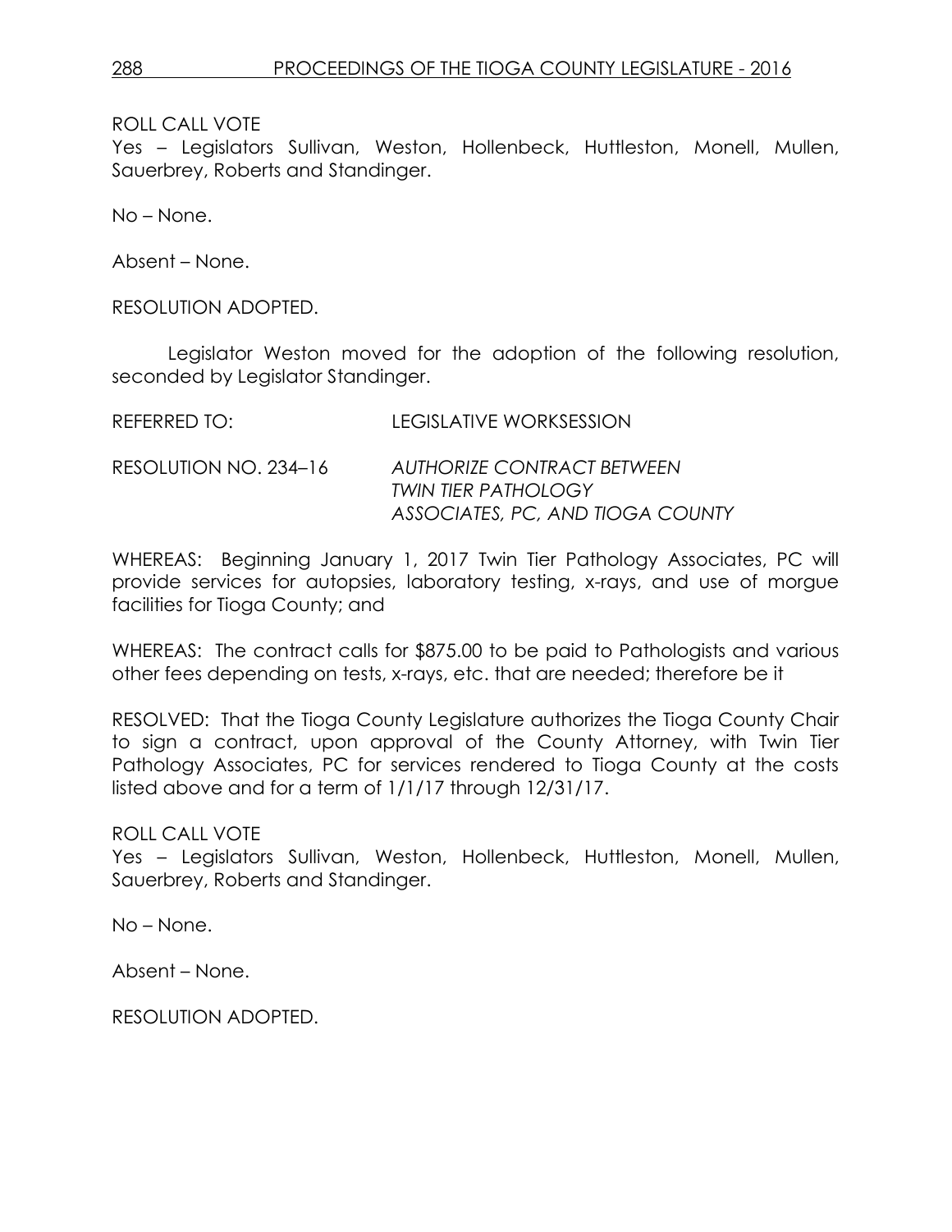ROLL CALL VOTE
Yes – Legislators Sullivan, Weston, Hollenbeck, Huttleston, Monell, Mullen, Sauerbrey, Roberts and Standinger.

No – None.

Absent – None.

RESOLUTION ADOPTED.

Legislator Weston moved for the adoption of the following resolution, seconded by Legislator Standinger.

REFERRED TO: LEGISLATIVE WORKSESSION

RESOLUTION NO. 234–16 *AUTHORIZE CONTRACT BETWEEN TWIN TIER PATHOLOGY ASSOCIATES, PC, AND TIOGA COUNTY*

WHEREAS: Beginning January 1, 2017 Twin Tier Pathology Associates, PC will provide services for autopsies, laboratory testing, x-rays, and use of morgue facilities for Tioga County; and

WHEREAS: The contract calls for $875.00 to be paid to Pathologists and various other fees depending on tests, x-rays, etc. that are needed; therefore be it

RESOLVED: That the Tioga County Legislature authorizes the Tioga County Chair to sign a contract, upon approval of the County Attorney, with Twin Tier Pathology Associates, PC for services rendered to Tioga County at the costs listed above and for a term of 1/1/17 through 12/31/17.

ROLL CALL VOTE
Yes – Legislators Sullivan, Weston, Hollenbeck, Huttleston, Monell, Mullen, Sauerbrey, Roberts and Standinger.

No – None.

Absent – None.

RESOLUTION ADOPTED.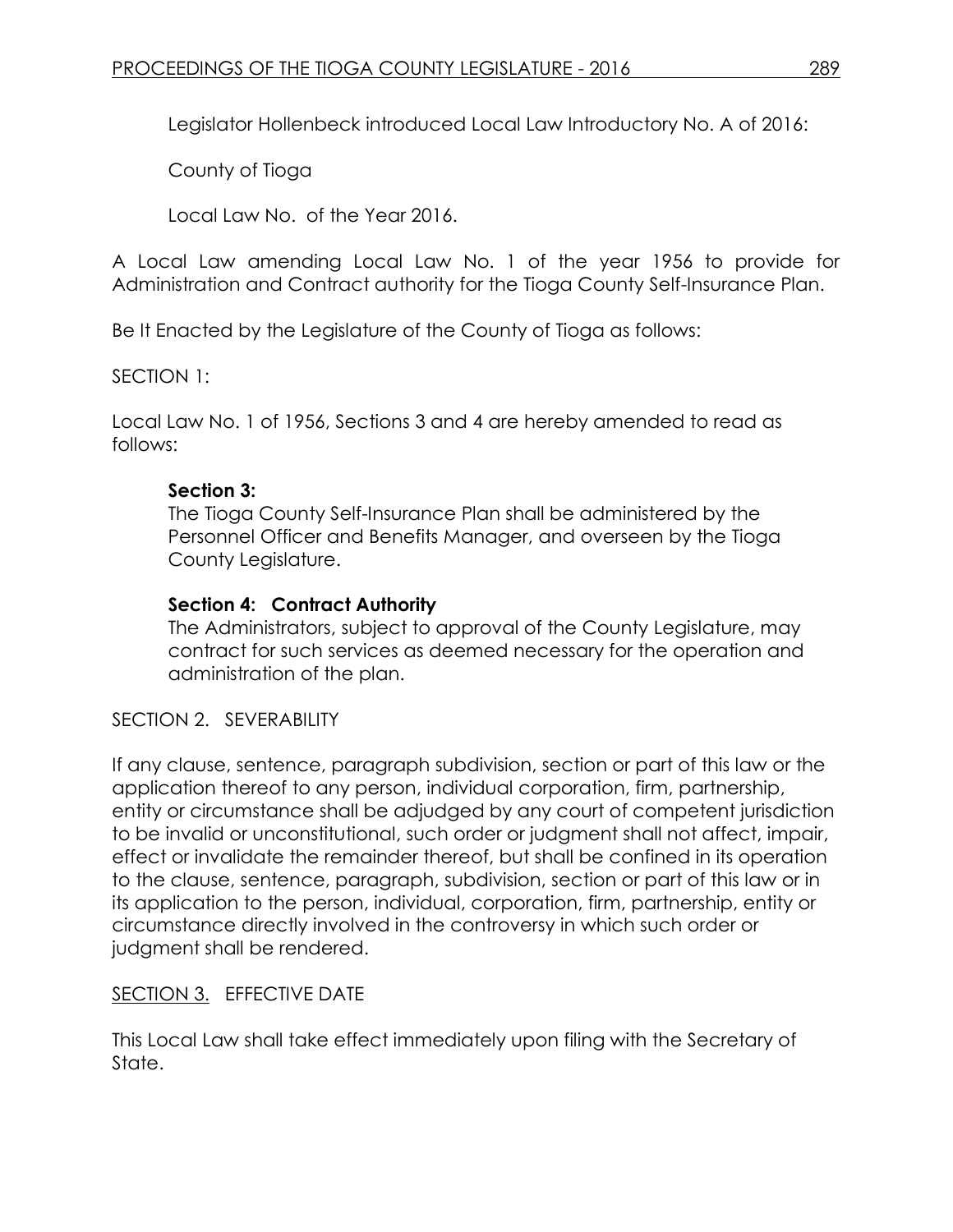Legislator Hollenbeck introduced Local Law Introductory No. A of 2016:

County of Tioga

Local Law No. of the Year 2016.

A Local Law amending Local Law No. 1 of the year 1956 to provide for Administration and Contract authority for the Tioga County Self-Insurance Plan.

Be It Enacted by the Legislature of the County of Tioga as follows:

SECTION 1:

Local Law No. 1 of 1956, Sections 3 and 4 are hereby amended to read as follows:

**Section 3:**
The Tioga County Self-Insurance Plan shall be administered by the Personnel Officer and Benefits Manager, and overseen by the Tioga County Legislature.

**Section 4: Contract Authority**
The Administrators, subject to approval of the County Legislature, may contract for such services as deemed necessary for the operation and administration of the plan.

SECTION 2. SEVERABILITY

If any clause, sentence, paragraph subdivision, section or part of this law or the application thereof to any person, individual corporation, firm, partnership, entity or circumstance shall be adjudged by any court of competent jurisdiction to be invalid or unconstitutional, such order or judgment shall not affect, impair, effect or invalidate the remainder thereof, but shall be confined in its operation to the clause, sentence, paragraph, subdivision, section or part of this law or in its application to the person, individual, corporation, firm, partnership, entity or circumstance directly involved in the controversy in which such order or judgment shall be rendered.

SECTION 3. EFFECTIVE DATE

This Local Law shall take effect immediately upon filing with the Secretary of State.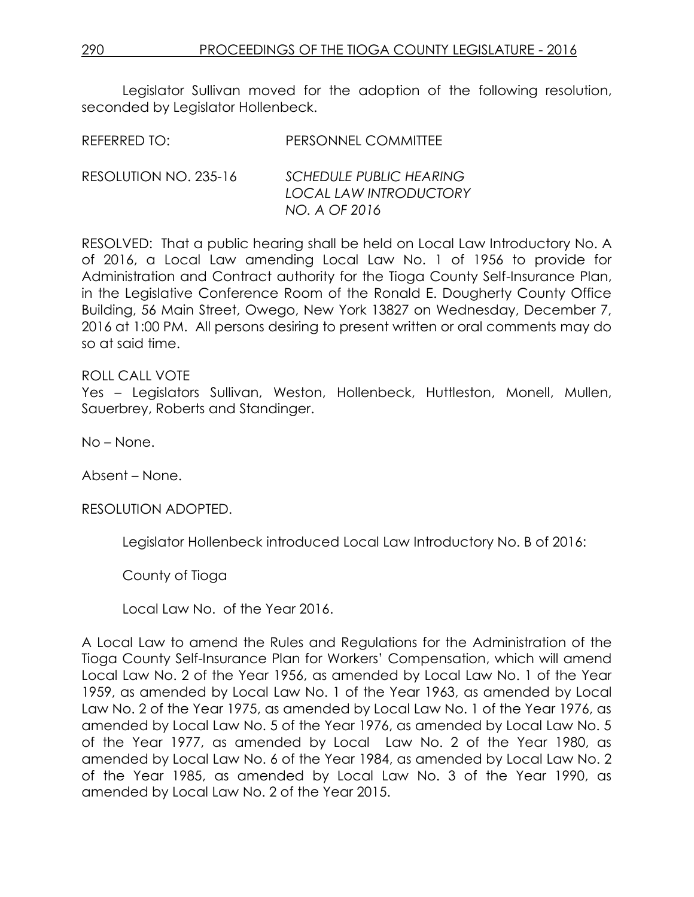Legislator Sullivan moved for the adoption of the following resolution, seconded by Legislator Hollenbeck.

REFERRED TO: PERSONNEL COMMITTEE

RESOLUTION NO. 235-16 *SCHEDULE PUBLIC HEARING LOCAL LAW INTRODUCTORY NO. A OF 2016*

RESOLVED: That a public hearing shall be held on Local Law Introductory No. A of 2016, a Local Law amending Local Law No. 1 of 1956 to provide for Administration and Contract authority for the Tioga County Self-Insurance Plan, in the Legislative Conference Room of the Ronald E. Dougherty County Office Building, 56 Main Street, Owego, New York 13827 on Wednesday, December 7, 2016 at 1:00 PM. All persons desiring to present written or oral comments may do so at said time.

ROLL CALL VOTE
Yes – Legislators Sullivan, Weston, Hollenbeck, Huttleston, Monell, Mullen, Sauerbrey, Roberts and Standinger.

No – None.

Absent – None.

RESOLUTION ADOPTED.

Legislator Hollenbeck introduced Local Law Introductory No. B of 2016:

County of Tioga

Local Law No. of the Year 2016.

A Local Law to amend the Rules and Regulations for the Administration of the Tioga County Self-Insurance Plan for Workers' Compensation, which will amend Local Law No. 2 of the Year 1956, as amended by Local Law No. 1 of the Year 1959, as amended by Local Law No. 1 of the Year 1963, as amended by Local Law No. 2 of the Year 1975, as amended by Local Law No. 1 of the Year 1976, as amended by Local Law No. 5 of the Year 1976, as amended by Local Law No. 5 of the Year 1977, as amended by Local Law No. 2 of the Year 1980, as amended by Local Law No. 6 of the Year 1984, as amended by Local Law No. 2 of the Year 1985, as amended by Local Law No. 3 of the Year 1990, as amended by Local Law No. 2 of the Year 2015.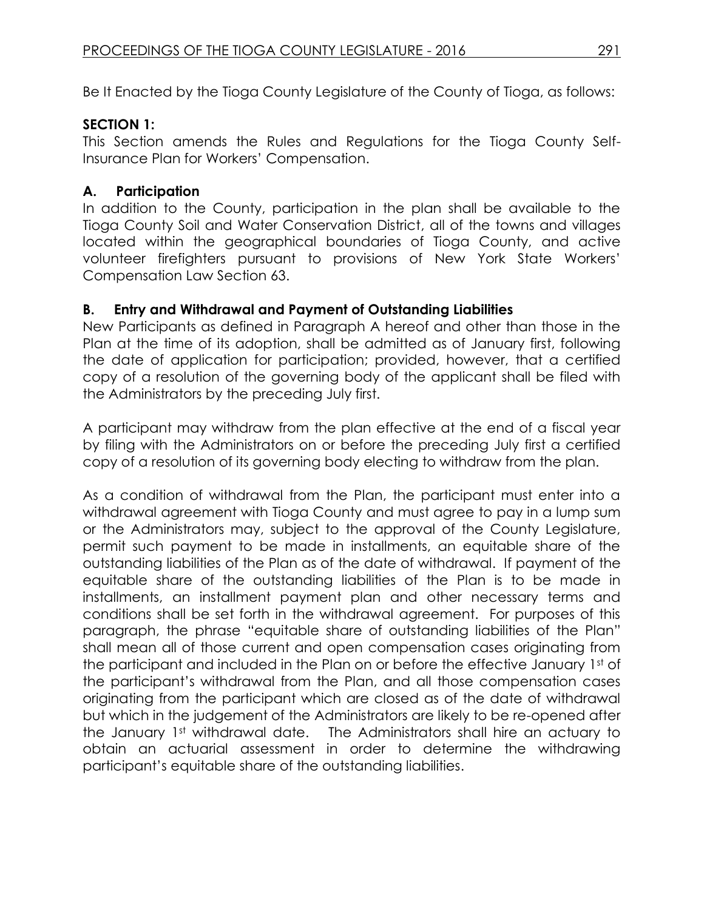Be It Enacted by the Tioga County Legislature of the County of Tioga, as follows:

**SECTION 1:**

This Section amends the Rules and Regulations for the Tioga County Self-Insurance Plan for Workers' Compensation.

**A. Participation**

In addition to the County, participation in the plan shall be available to the Tioga County Soil and Water Conservation District, all of the towns and villages located within the geographical boundaries of Tioga County, and active volunteer firefighters pursuant to provisions of New York State Workers' Compensation Law Section 63.

**B. Entry and Withdrawal and Payment of Outstanding Liabilities**

New Participants as defined in Paragraph A hereof and other than those in the Plan at the time of its adoption, shall be admitted as of January first, following the date of application for participation; provided, however, that a certified copy of a resolution of the governing body of the applicant shall be filed with the Administrators by the preceding July first.

A participant may withdraw from the plan effective at the end of a fiscal year by filing with the Administrators on or before the preceding July first a certified copy of a resolution of its governing body electing to withdraw from the plan.

As a condition of withdrawal from the Plan, the participant must enter into a withdrawal agreement with Tioga County and must agree to pay in a lump sum or the Administrators may, subject to the approval of the County Legislature, permit such payment to be made in installments, an equitable share of the outstanding liabilities of the Plan as of the date of withdrawal. If payment of the equitable share of the outstanding liabilities of the Plan is to be made in installments, an installment payment plan and other necessary terms and conditions shall be set forth in the withdrawal agreement. For purposes of this paragraph, the phrase "equitable share of outstanding liabilities of the Plan" shall mean all of those current and open compensation cases originating from the participant and included in the Plan on or before the effective January 1st of the participant's withdrawal from the Plan, and all those compensation cases originating from the participant which are closed as of the date of withdrawal but which in the judgement of the Administrators are likely to be re-opened after the January 1st withdrawal date. The Administrators shall hire an actuary to obtain an actuarial assessment in order to determine the withdrawing participant's equitable share of the outstanding liabilities.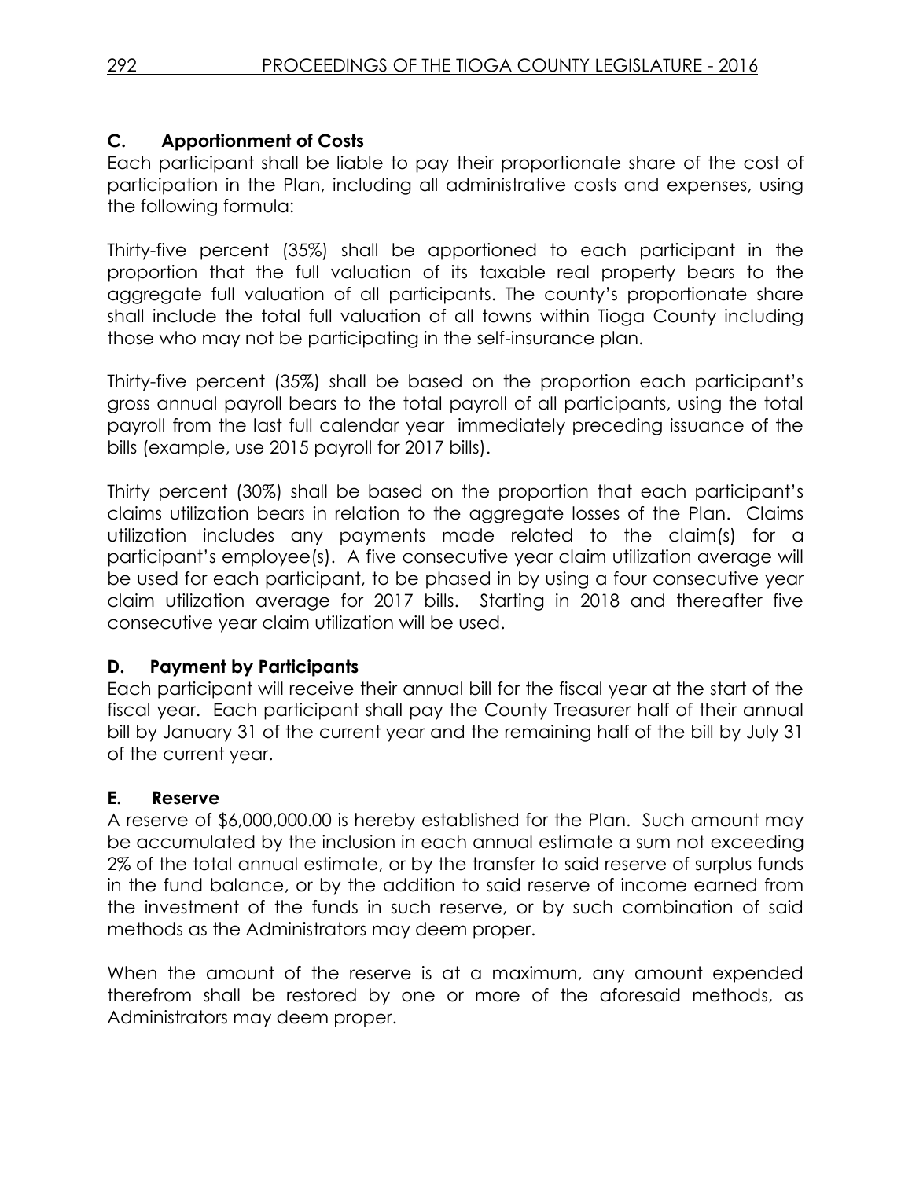### C. Apportionment of Costs

Each participant shall be liable to pay their proportionate share of the cost of participation in the Plan, including all administrative costs and expenses, using the following formula:

Thirty-five percent (35%) shall be apportioned to each participant in the proportion that the full valuation of its taxable real property bears to the aggregate full valuation of all participants. The county's proportionate share shall include the total full valuation of all towns within Tioga County including those who may not be participating in the self-insurance plan.

Thirty-five percent (35%) shall be based on the proportion each participant's gross annual payroll bears to the total payroll of all participants, using the total payroll from the last full calendar year immediately preceding issuance of the bills (example, use 2015 payroll for 2017 bills).

Thirty percent (30%) shall be based on the proportion that each participant's claims utilization bears in relation to the aggregate losses of the Plan. Claims utilization includes any payments made related to the claim(s) for a participant's employee(s). A five consecutive year claim utilization average will be used for each participant, to be phased in by using a four consecutive year claim utilization average for 2017 bills. Starting in 2018 and thereafter five consecutive year claim utilization will be used.

### D. Payment by Participants

Each participant will receive their annual bill for the fiscal year at the start of the fiscal year. Each participant shall pay the County Treasurer half of their annual bill by January 31 of the current year and the remaining half of the bill by July 31 of the current year.

### E. Reserve

A reserve of $6,000,000.00 is hereby established for the Plan. Such amount may be accumulated by the inclusion in each annual estimate a sum not exceeding 2% of the total annual estimate, or by the transfer to said reserve of surplus funds in the fund balance, or by the addition to said reserve of income earned from the investment of the funds in such reserve, or by such combination of said methods as the Administrators may deem proper.

When the amount of the reserve is at a maximum, any amount expended therefrom shall be restored by one or more of the aforesaid methods, as Administrators may deem proper.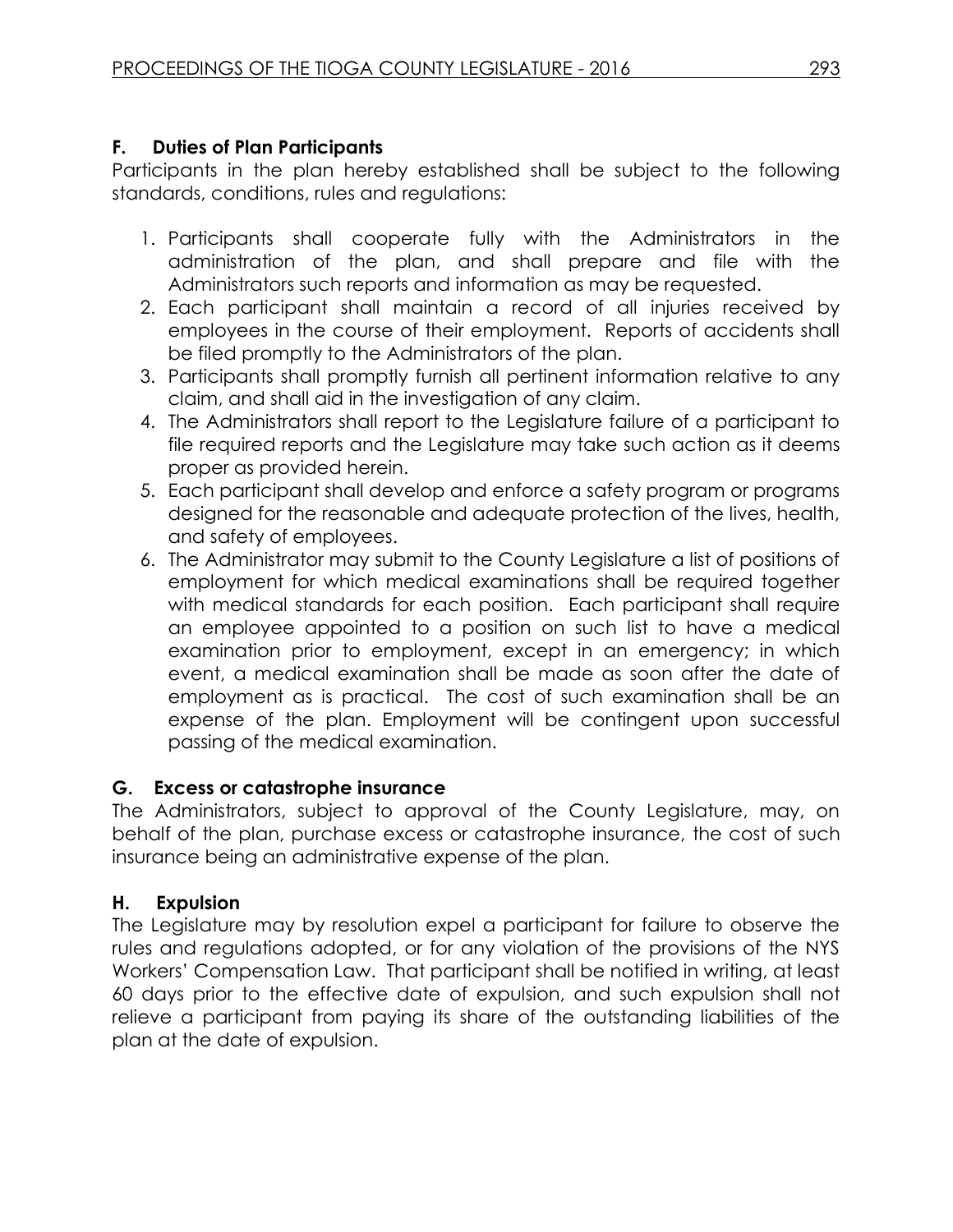### F. Duties of Plan Participants

Participants in the plan hereby established shall be subject to the following standards, conditions, rules and regulations:

1. Participants shall cooperate fully with the Administrators in the administration of the plan, and shall prepare and file with the Administrators such reports and information as may be requested.
2. Each participant shall maintain a record of all injuries received by employees in the course of their employment. Reports of accidents shall be filed promptly to the Administrators of the plan.
3. Participants shall promptly furnish all pertinent information relative to any claim, and shall aid in the investigation of any claim.
4. The Administrators shall report to the Legislature failure of a participant to file required reports and the Legislature may take such action as it deems proper as provided herein.
5. Each participant shall develop and enforce a safety program or programs designed for the reasonable and adequate protection of the lives, health, and safety of employees.
6. The Administrator may submit to the County Legislature a list of positions of employment for which medical examinations shall be required together with medical standards for each position. Each participant shall require an employee appointed to a position on such list to have a medical examination prior to employment, except in an emergency; in which event, a medical examination shall be made as soon after the date of employment as is practical. The cost of such examination shall be an expense of the plan. Employment will be contingent upon successful passing of the medical examination.

### G. Excess or catastrophe insurance

The Administrators, subject to approval of the County Legislature, may, on behalf of the plan, purchase excess or catastrophe insurance, the cost of such insurance being an administrative expense of the plan.

### H. Expulsion

The Legislature may by resolution expel a participant for failure to observe the rules and regulations adopted, or for any violation of the provisions of the NYS Workers' Compensation Law. That participant shall be notified in writing, at least 60 days prior to the effective date of expulsion, and such expulsion shall not relieve a participant from paying its share of the outstanding liabilities of the plan at the date of expulsion.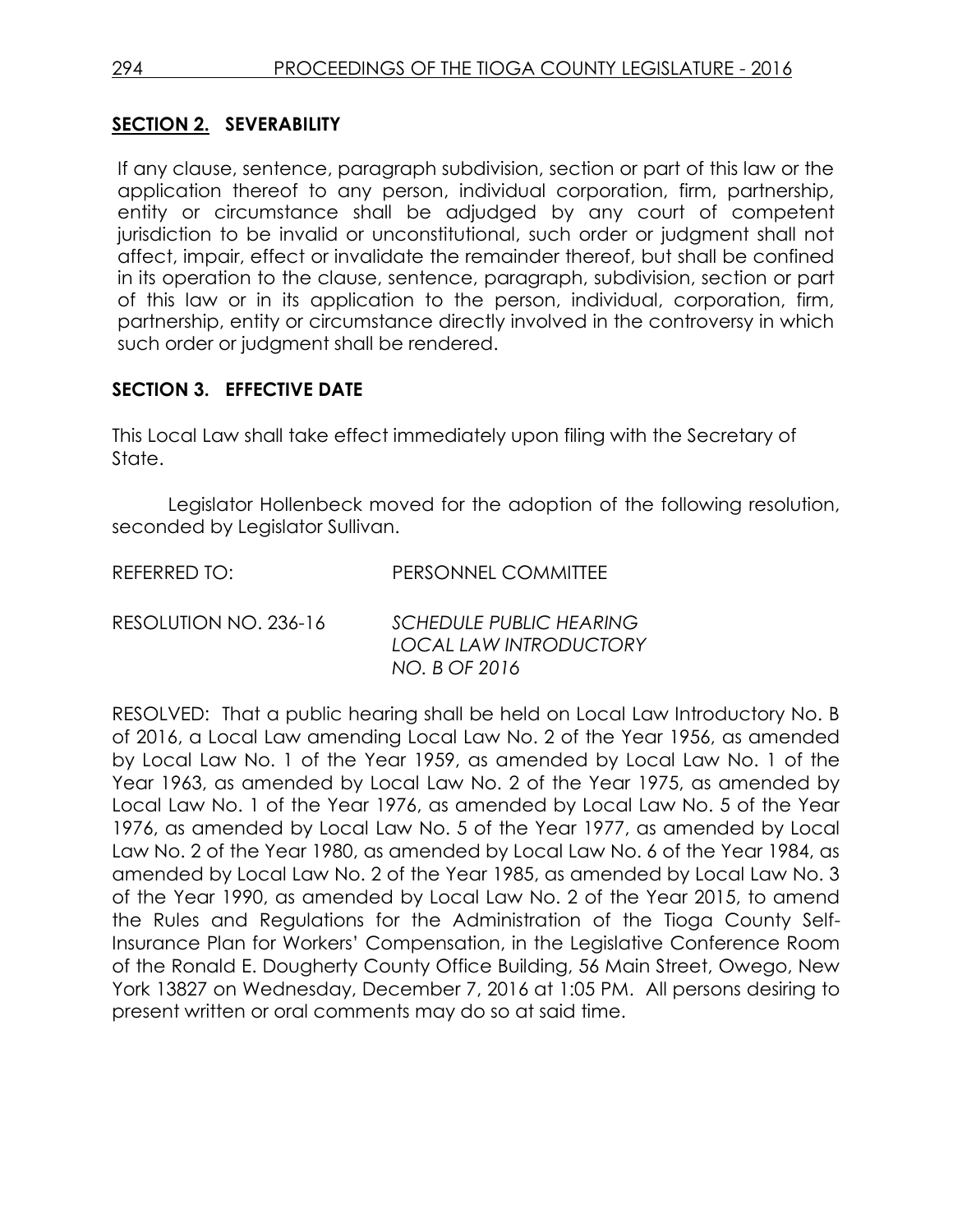## SECTION 2. SEVERABILITY

If any clause, sentence, paragraph subdivision, section or part of this law or the application thereof to any person, individual corporation, firm, partnership, entity or circumstance shall be adjudged by any court of competent jurisdiction to be invalid or unconstitutional, such order or judgment shall not affect, impair, effect or invalidate the remainder thereof, but shall be confined in its operation to the clause, sentence, paragraph, subdivision, section or part of this law or in its application to the person, individual, corporation, firm, partnership, entity or circumstance directly involved in the controversy in which such order or judgment shall be rendered.

## SECTION 3. EFFECTIVE DATE

This Local Law shall take effect immediately upon filing with the Secretary of State.

Legislator Hollenbeck moved for the adoption of the following resolution, seconded by Legislator Sullivan.

REFERRED TO: PERSONNEL COMMITTEE

RESOLUTION NO. 236-16 *SCHEDULE PUBLIC HEARING LOCAL LAW INTRODUCTORY NO. B OF 2016*

RESOLVED: That a public hearing shall be held on Local Law Introductory No. B of 2016, a Local Law amending Local Law No. 2 of the Year 1956, as amended by Local Law No. 1 of the Year 1959, as amended by Local Law No. 1 of the Year 1963, as amended by Local Law No. 2 of the Year 1975, as amended by Local Law No. 1 of the Year 1976, as amended by Local Law No. 5 of the Year 1976, as amended by Local Law No. 5 of the Year 1977, as amended by Local Law No. 2 of the Year 1980, as amended by Local Law No. 6 of the Year 1984, as amended by Local Law No. 2 of the Year 1985, as amended by Local Law No. 3 of the Year 1990, as amended by Local Law No. 2 of the Year 2015, to amend the Rules and Regulations for the Administration of the Tioga County Self-Insurance Plan for Workers' Compensation, in the Legislative Conference Room of the Ronald E. Dougherty County Office Building, 56 Main Street, Owego, New York 13827 on Wednesday, December 7, 2016 at 1:05 PM. All persons desiring to present written or oral comments may do so at said time.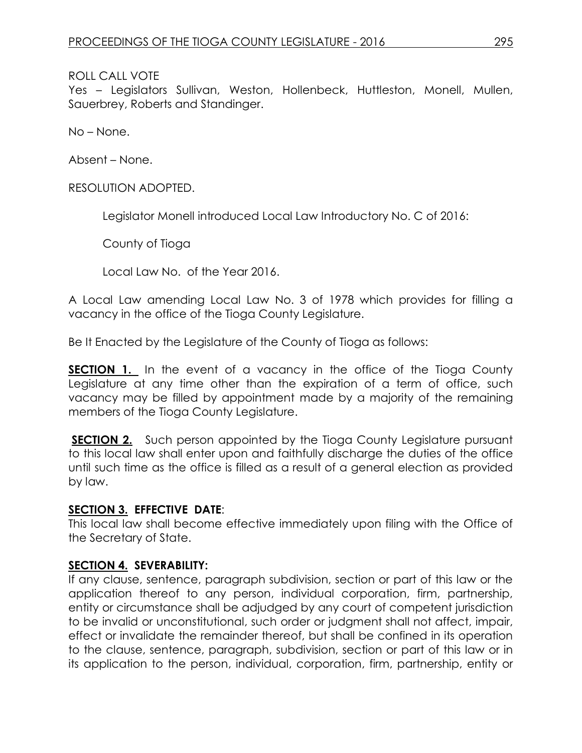ROLL CALL VOTE
Yes – Legislators Sullivan, Weston, Hollenbeck, Huttleston, Monell, Mullen, Sauerbrey, Roberts and Standinger.

No – None.

Absent – None.

RESOLUTION ADOPTED.

Legislator Monell introduced Local Law Introductory No. C of 2016:

County of Tioga

Local Law No.  of the Year 2016.

A Local Law amending Local Law No. 3 of 1978 which provides for filling a vacancy in the office of the Tioga County Legislature.

Be It Enacted by the Legislature of the County of Tioga as follows:

**SECTION 1.** In the event of a vacancy in the office of the Tioga County Legislature at any time other than the expiration of a term of office, such vacancy may be filled by appointment made by a majority of the remaining members of the Tioga County Legislature.

**SECTION 2.** Such person appointed by the Tioga County Legislature pursuant to this local law shall enter upon and faithfully discharge the duties of the office until such time as the office is filled as a result of a general election as provided by law.

**SECTION 3. EFFECTIVE DATE**:
This local law shall become effective immediately upon filing with the Office of the Secretary of State.

**SECTION 4. SEVERABILITY:**
If any clause, sentence, paragraph subdivision, section or part of this law or the application thereof to any person, individual corporation, firm, partnership, entity or circumstance shall be adjudged by any court of competent jurisdiction to be invalid or unconstitutional, such order or judgment shall not affect, impair, effect or invalidate the remainder thereof, but shall be confined in its operation to the clause, sentence, paragraph, subdivision, section or part of this law or in its application to the person, individual, corporation, firm, partnership, entity or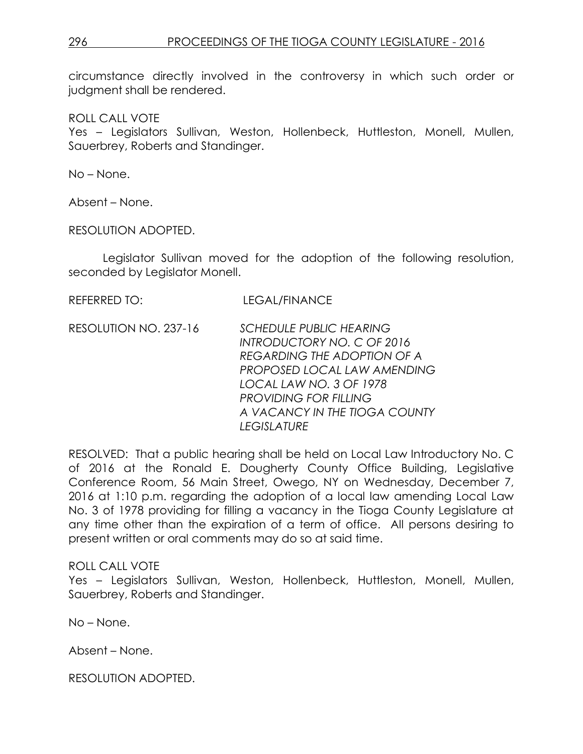circumstance directly involved in the controversy in which such order or judgment shall be rendered.

ROLL CALL VOTE
Yes – Legislators Sullivan, Weston, Hollenbeck, Huttleston, Monell, Mullen, Sauerbrey, Roberts and Standinger.

No – None.

Absent – None.

RESOLUTION ADOPTED.

Legislator Sullivan moved for the adoption of the following resolution, seconded by Legislator Monell.

REFERRED TO: LEGAL/FINANCE

RESOLUTION NO. 237-16 *SCHEDULE PUBLIC HEARING INTRODUCTORY NO. C OF 2016 REGARDING THE ADOPTION OF A PROPOSED LOCAL LAW AMENDING LOCAL LAW NO. 3 OF 1978 PROVIDING FOR FILLING A VACANCY IN THE TIOGA COUNTY LEGISLATURE*

RESOLVED: That a public hearing shall be held on Local Law Introductory No. C of 2016 at the Ronald E. Dougherty County Office Building, Legislative Conference Room, 56 Main Street, Owego, NY on Wednesday, December 7, 2016 at 1:10 p.m. regarding the adoption of a local law amending Local Law No. 3 of 1978 providing for filling a vacancy in the Tioga County Legislature at any time other than the expiration of a term of office. All persons desiring to present written or oral comments may do so at said time.

ROLL CALL VOTE
Yes – Legislators Sullivan, Weston, Hollenbeck, Huttleston, Monell, Mullen, Sauerbrey, Roberts and Standinger.

No – None.

Absent – None.

RESOLUTION ADOPTED.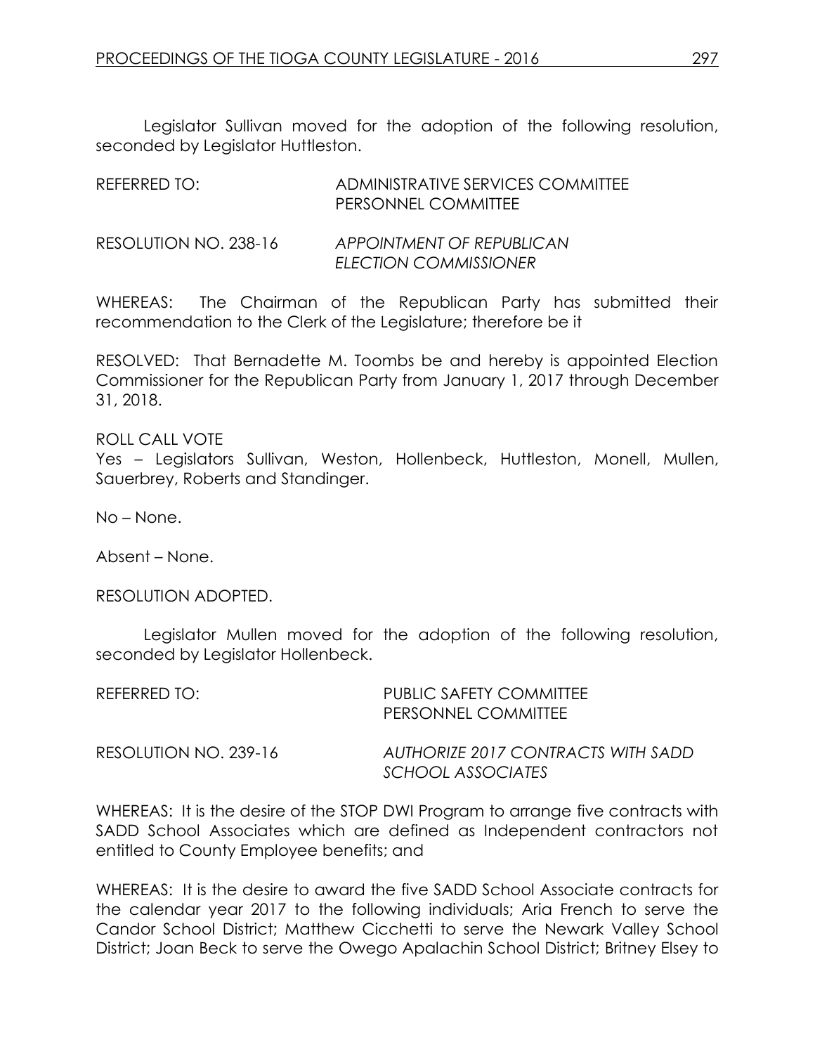Legislator Sullivan moved for the adoption of the following resolution, seconded by Legislator Huttleston.

REFERRED TO: ADMINISTRATIVE SERVICES COMMITTEE
PERSONNEL COMMITTEE

RESOLUTION NO. 238-16 *APPOINTMENT OF REPUBLICAN ELECTION COMMISSIONER*

WHEREAS: The Chairman of the Republican Party has submitted their recommendation to the Clerk of the Legislature; therefore be it

RESOLVED: That Bernadette M. Toombs be and hereby is appointed Election Commissioner for the Republican Party from January 1, 2017 through December 31, 2018.

ROLL CALL VOTE
Yes – Legislators Sullivan, Weston, Hollenbeck, Huttleston, Monell, Mullen, Sauerbrey, Roberts and Standinger.

No – None.

Absent – None.

RESOLUTION ADOPTED.

Legislator Mullen moved for the adoption of the following resolution, seconded by Legislator Hollenbeck.

REFERRED TO: PUBLIC SAFETY COMMITTEE
PERSONNEL COMMITTEE

RESOLUTION NO. 239-16 *AUTHORIZE 2017 CONTRACTS WITH SADD SCHOOL ASSOCIATES*

WHEREAS: It is the desire of the STOP DWI Program to arrange five contracts with SADD School Associates which are defined as Independent contractors not entitled to County Employee benefits; and

WHEREAS: It is the desire to award the five SADD School Associate contracts for the calendar year 2017 to the following individuals; Aria French to serve the Candor School District; Matthew Cicchetti to serve the Newark Valley School District; Joan Beck to serve the Owego Apalachin School District; Britney Elsey to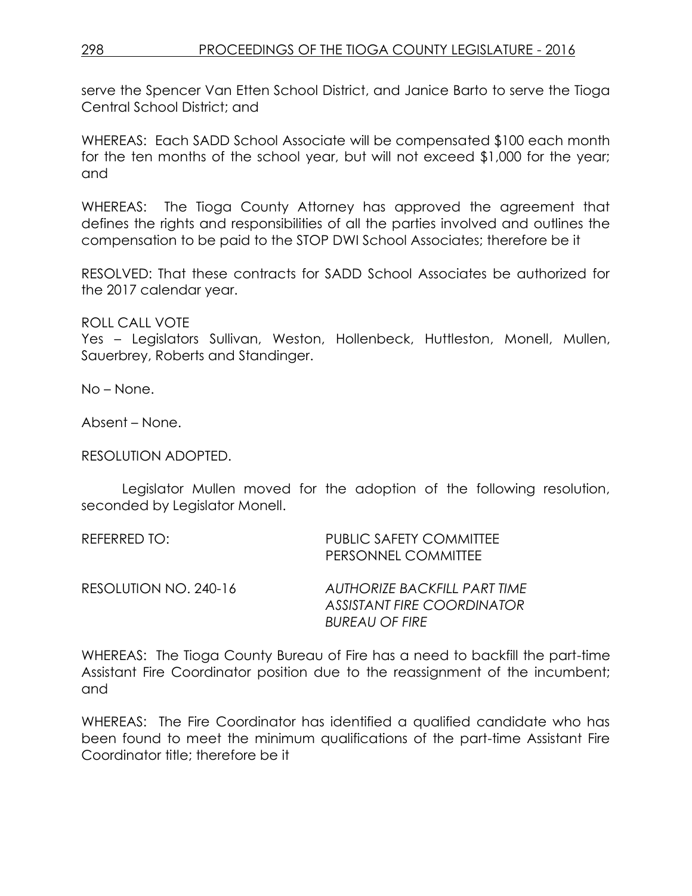serve the Spencer Van Etten School District, and Janice Barto to serve the Tioga Central School District; and

WHEREAS: Each SADD School Associate will be compensated $100 each month for the ten months of the school year, but will not exceed $1,000 for the year; and

WHEREAS: The Tioga County Attorney has approved the agreement that defines the rights and responsibilities of all the parties involved and outlines the compensation to be paid to the STOP DWI School Associates; therefore be it

RESOLVED: That these contracts for SADD School Associates be authorized for the 2017 calendar year.

ROLL CALL VOTE
Yes – Legislators Sullivan, Weston, Hollenbeck, Huttleston, Monell, Mullen, Sauerbrey, Roberts and Standinger.

No – None.

Absent – None.

RESOLUTION ADOPTED.

Legislator Mullen moved for the adoption of the following resolution, seconded by Legislator Monell.

REFERRED TO: PUBLIC SAFETY COMMITTEE
PERSONNEL COMMITTEE

RESOLUTION NO. 240-16 *AUTHORIZE BACKFILL PART TIME ASSISTANT FIRE COORDINATOR BUREAU OF FIRE*

WHEREAS: The Tioga County Bureau of Fire has a need to backfill the part-time Assistant Fire Coordinator position due to the reassignment of the incumbent; and

WHEREAS: The Fire Coordinator has identified a qualified candidate who has been found to meet the minimum qualifications of the part-time Assistant Fire Coordinator title; therefore be it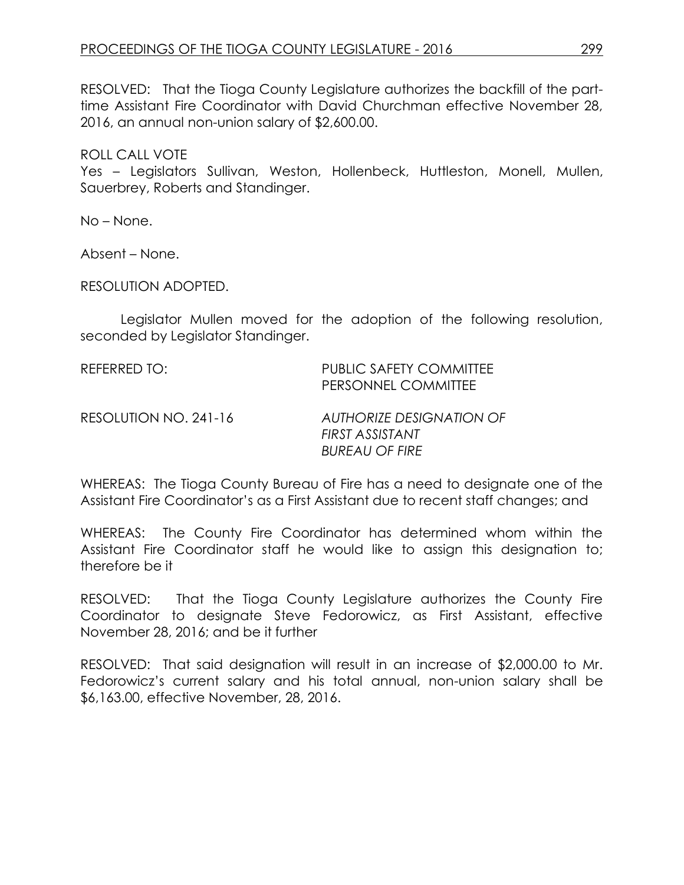RESOLVED: That the Tioga County Legislature authorizes the backfill of the part-time Assistant Fire Coordinator with David Churchman effective November 28, 2016, an annual non-union salary of $2,600.00.

ROLL CALL VOTE
Yes – Legislators Sullivan, Weston, Hollenbeck, Huttleston, Monell, Mullen, Sauerbrey, Roberts and Standinger.

No – None.

Absent – None.

RESOLUTION ADOPTED.

Legislator Mullen moved for the adoption of the following resolution, seconded by Legislator Standinger.

REFERRED TO: PUBLIC SAFETY COMMITTEE
PERSONNEL COMMITTEE

RESOLUTION NO. 241-16 *AUTHORIZE DESIGNATION OF FIRST ASSISTANT BUREAU OF FIRE*

WHEREAS: The Tioga County Bureau of Fire has a need to designate one of the Assistant Fire Coordinator's as a First Assistant due to recent staff changes; and

WHEREAS: The County Fire Coordinator has determined whom within the Assistant Fire Coordinator staff he would like to assign this designation to; therefore be it

RESOLVED: That the Tioga County Legislature authorizes the County Fire Coordinator to designate Steve Fedorowicz, as First Assistant, effective November 28, 2016; and be it further

RESOLVED: That said designation will result in an increase of $2,000.00 to Mr. Fedorowicz's current salary and his total annual, non-union salary shall be $6,163.00, effective November, 28, 2016.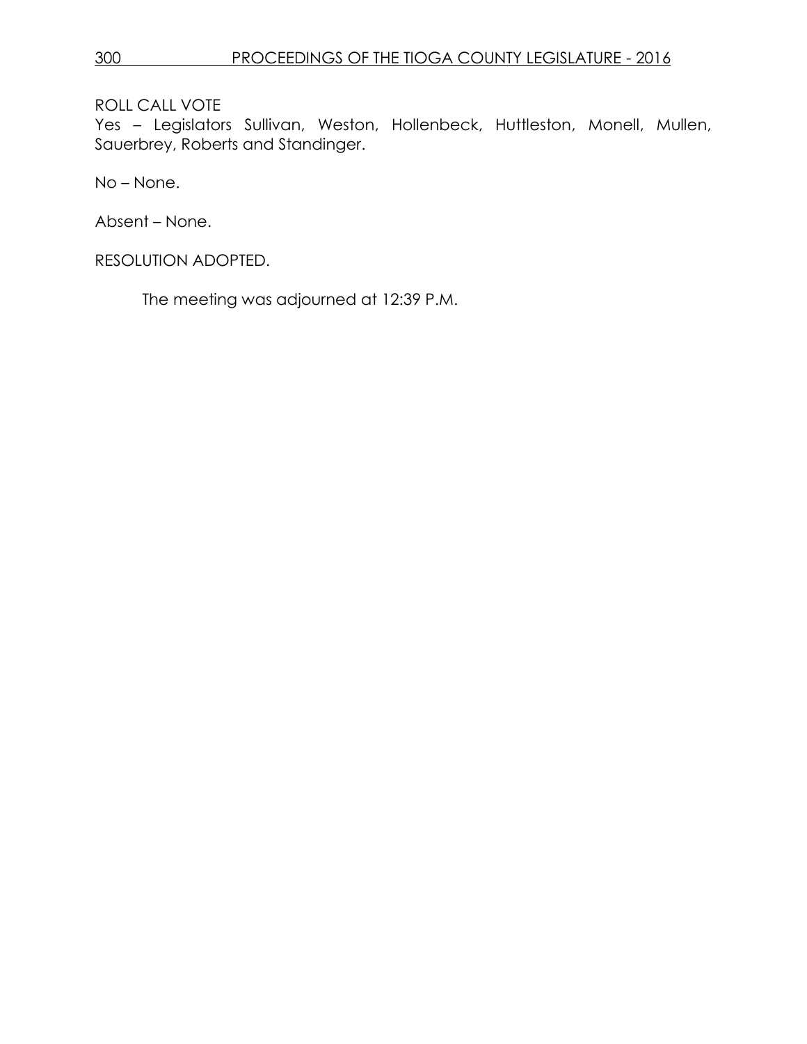ROLL CALL VOTE
Yes – Legislators Sullivan, Weston, Hollenbeck, Huttleston, Monell, Mullen, Sauerbrey, Roberts and Standinger.

No – None.

Absent – None.

RESOLUTION ADOPTED.

The meeting was adjourned at 12:39 P.M.